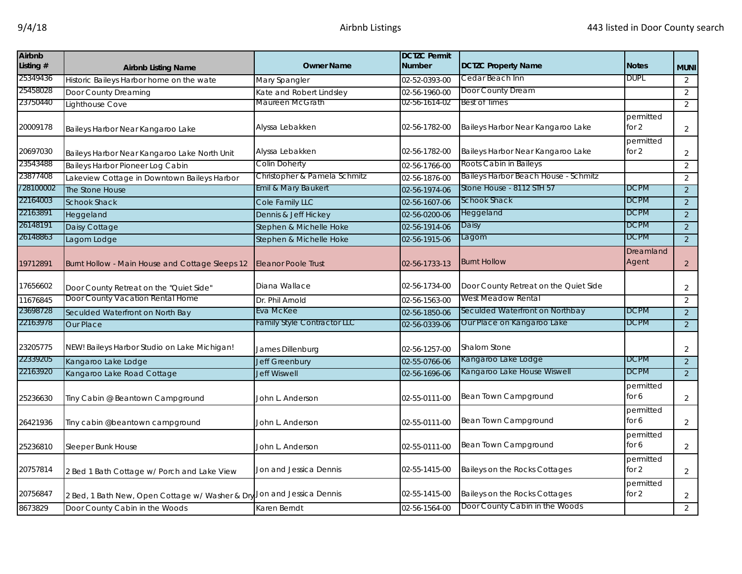| Airbnb Listing # | Airbnb Listing Name | Owner Name | DCTZC Permit Number | DCTZC Property Name | Notes | MUNI |
|---|---|---|---|---|---|---|
| 25349436 | Historic Baileys Harbor home on the wate | Mary Spangler | 02-52-0393-00 | Cedar Beach Inn | DUPL | 2 |
| 25458028 | Door County Dreaming | Kate and Robert Lindsley | 02-56-1960-00 | Door County Dream | | 2 |
| 23750440 | Lighthouse Cove | Maureen McGrath | 02-56-1614-02 | Best of Times | | 2 |
| 20009178 | Baileys Harbor Near Kangaroo Lake | Alyssa Lebakken | 02-56-1782-00 | Baileys Harbor Near Kangaroo Lake | permitted for 2 | 2 |
| 20697030 | Baileys Harbor Near Kangaroo Lake North Unit | Alyssa Lebakken | 02-56-1782-00 | Baileys Harbor Near Kangaroo Lake | permitted for 2 | 2 |
| 23543488 | Baileys Harbor Pioneer Log Cabin | Colin Doherty | 02-56-1766-00 | Roots Cabin in Baileys | | 2 |
| 23877408 | Lakeview Cottage in Downtown Baileys Harbor | Christopher & Pamela Schmitz | 02-56-1876-00 | Baileys Harbor Beach House - Schmitz | | 2 |
| /28100002 | The Stone House | Emil & Mary Baukert | 02-56-1974-06 | Stone House - 8112 STH 57 | DCPM | 2 |
| 22164003 | Schook Shack | Cole Family LLC | 02-56-1607-06 | Schook Shack | DCPM | 2 |
| 22163891 | Heggeland | Dennis & Jeff Hickey | 02-56-0200-06 | Heggeland | DCPM | 2 |
| 26148191 | Daisy Cottage | Stephen & Michelle Hoke | 02-56-1914-06 | Daisy | DCPM | 2 |
| 26148863 | Lagom Lodge | Stephen & Michelle Hoke | 02-56-1915-06 | Lagom | DCPM | 2 |
| 19712891 | Burnt Hollow - Main House and Cottage Sleeps 12 | Eleanor Poole Trust | 02-56-1733-13 | Burnt Hollow | Dreamland Agent | 2 |
| 17656602 | Door County Retreat on the "Quiet Side" | Diana Wallace | 02-56-1734-00 | Door County Retreat on the Quiet Side | | 2 |
| 11676845 | Door County Vacation Rental Home | Dr. Phil Arnold | 02-56-1563-00 | West Meadow Rental | | 2 |
| 23698728 | Seculded Waterfront on North Bay | Eva McKee | 02-56-1850-06 | Seculded Waterfront on Northbay | DCPM | 2 |
| 22163978 | Our Place | Family Style Contractor LLC | 02-56-0339-06 | Our Place on Kangaroo Lake | DCPM | 2 |
| 23205775 | NEW! Baileys Harbor Studio on Lake Michigan! | James Dillenburg | 02-56-1257-00 | Shalom Stone | | 2 |
| 22339205 | Kangaroo Lake Lodge | Jeff Greenbury | 02-55-0766-06 | Kangaroo Lake Lodge | DCPM | 2 |
| 22163920 | Kangaroo Lake Road Cottage | Jeff Wiswell | 02-56-1696-06 | Kangaroo Lake House Wiswell | DCPM | 2 |
| 25236630 | Tiny Cabin @ Beantown Campground | John L. Anderson | 02-55-0111-00 | Bean Town Campground | permitted for 6 | 2 |
| 26421936 | Tiny cabin @beantown campground | John L. Anderson | 02-55-0111-00 | Bean Town Campground | permitted for 6 | 2 |
| 25236810 | Sleeper Bunk House | John L. Anderson | 02-55-0111-00 | Bean Town Campground | permitted for 6 | 2 |
| 20757814 | 2 Bed 1 Bath Cottage w/ Porch and Lake View | Jon and Jessica Dennis | 02-55-1415-00 | Baileys on the Rocks Cottages | permitted for 2 | 2 |
| 20756847 | 2 Bed, 1 Bath New, Open Cottage w/ Washer & Dry | Jon and Jessica Dennis | 02-55-1415-00 | Baileys on the Rocks Cottages | permitted for 2 | 2 |
| 8673829 | Door County Cabin in the Woods | Karen Berndt | 02-56-1564-00 | Door County Cabin in the Woods | | 2 |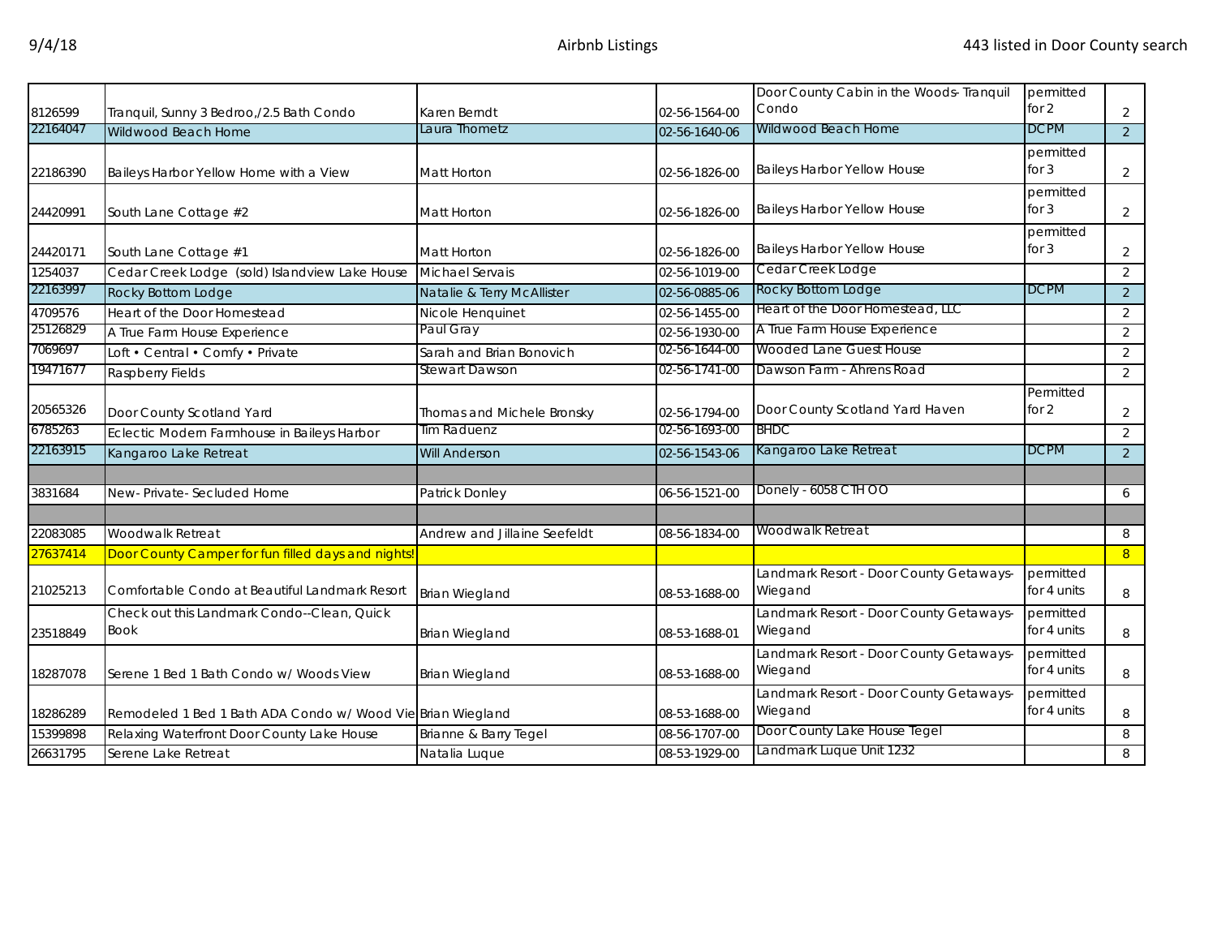| | | | | | | |
|---|---|---|---|---|---|---|
| 8126599 | Tranquil, Sunny 3 Bedroo,/2.5 Bath Condo | Karen Berndt | 02-56-1564-00 | Door County Cabin in the Woods- Tranquil Condo | permitted for 2 | 2 |
| 22164047 | Wildwood Beach Home | Laura Thometz | 02-56-1640-06 | Wildwood Beach Home | DCPM | 2 |
| 22186390 | Baileys Harbor Yellow Home with a View | Matt Horton | 02-56-1826-00 | Baileys Harbor Yellow House | permitted for 3 | 2 |
| 24420991 | South Lane Cottage #2 | Matt Horton | 02-56-1826-00 | Baileys Harbor Yellow House | permitted for 3 | 2 |
| 24420171 | South Lane Cottage #1 | Matt Horton | 02-56-1826-00 | Baileys Harbor Yellow House | permitted for 3 | 2 |
| 1254037 | Cedar Creek Lodge (sold) Islandview Lake House | Michael Servais | 02-56-1019-00 | Cedar Creek Lodge | | 2 |
| 22163997 | Rocky Bottom Lodge | Natalie & Terry McAllister | 02-56-0885-06 | Rocky Bottom Lodge | DCPM | 2 |
| 4709576 | Heart of the Door Homestead | Nicole Henquinet | 02-56-1455-00 | Heart of the Door Homestead, LLC | | 2 |
| 25126829 | A True Farm House Experience | Paul Gray | 02-56-1930-00 | A True Farm House Experience | | 2 |
| 7069697 | Loft • Central • Comfy • Private | Sarah and Brian Bonovich | 02-56-1644-00 | Wooded Lane Guest House | | 2 |
| 19471677 | Raspberry Fields | Stewart Dawson | 02-56-1741-00 | Dawson Farm - Ahrens Road | | 2 |
| 20565326 | Door County Scotland Yard | Thomas and Michele Bronsky | 02-56-1794-00 | Door County Scotland Yard Haven | Permitted for 2 | 2 |
| 6785263 | Eclectic Modern Farmhouse in Baileys Harbor | Tim Raduenz | 02-56-1693-00 | BHDC | | 2 |
| 22163915 | Kangaroo Lake Retreat | Will Anderson | 02-56-1543-06 | Kangaroo Lake Retreat | DCPM | 2 |
| | | | | | | |
| 3831684 | New- Private- Secluded Home | Patrick Donley | 06-56-1521-00 | Donely - 6058 CTH OO | | 6 |
| | | | | | | |
| 22083085 | Woodwalk Retreat | Andrew and Jillaine Seefeldt | 08-56-1834-00 | Woodwalk Retreat | | 8 |
| 27637414 | Door County Camper for fun filled days and nights! | | | | | 8 |
| 21025213 | Comfortable Condo at Beautiful Landmark Resort | Brian Wiegland | 08-53-1688-00 | Landmark Resort - Door County Getaways-Wiegand | permitted for 4 units | 8 |
| 23518849 | Check out this Landmark Condo--Clean, Quick Book | Brian Wiegland | 08-53-1688-01 | Landmark Resort - Door County Getaways-Wiegand | permitted for 4 units | 8 |
| 18287078 | Serene 1 Bed 1 Bath Condo w/ Woods View | Brian Wiegland | 08-53-1688-00 | Landmark Resort - Door County Getaways-Wiegand | permitted for 4 units | 8 |
| 18286289 | Remodeled 1 Bed 1 Bath ADA Condo w/ Wood Vie | Brian Wiegland | 08-53-1688-00 | Landmark Resort - Door County Getaways-Wiegand | permitted for 4 units | 8 |
| 15399898 | Relaxing Waterfront Door County Lake House | Brianne & Barry Tegel | 08-56-1707-00 | Door County Lake House Tegel | | 8 |
| 26631795 | Serene Lake Retreat | Natalia Luque | 08-53-1929-00 | Landmark Luque Unit 1232 | | 8 |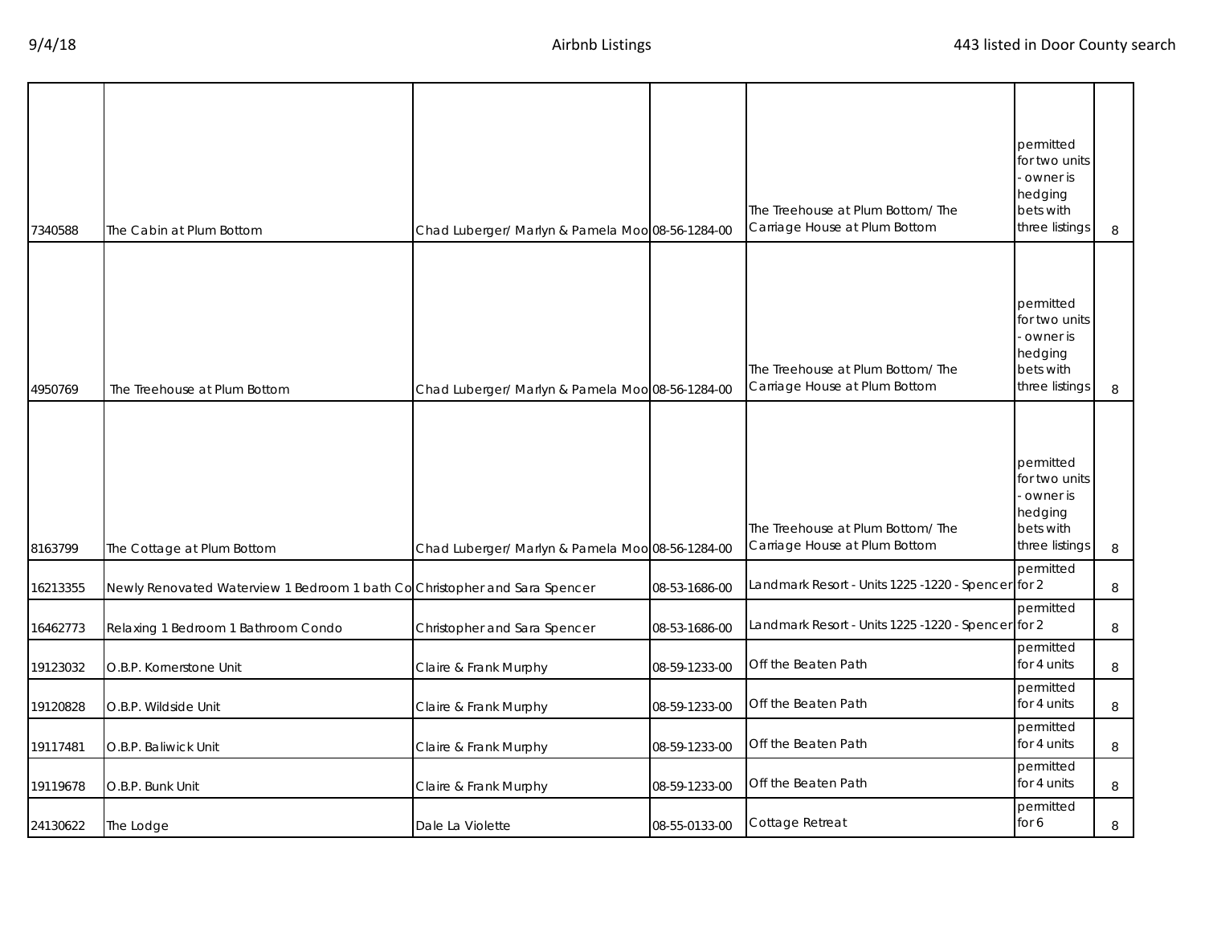| | | | | | | |
|---|---|---|---|---|---|---|
| 7340588 | The Cabin at Plum Bottom | Chad Luberger/ Marlyn & Pamela Moo | 08-56-1284-00 | The Treehouse at Plum Bottom/ The Carriage House at Plum Bottom | permitted for two units - owner is hedging bets with three listings | 8 |
| 4950769 | The Treehouse at Plum Bottom | Chad Luberger/ Marlyn & Pamela Moo | 08-56-1284-00 | The Treehouse at Plum Bottom/ The Carriage House at Plum Bottom | permitted for two units - owner is hedging bets with three listings | 8 |
| 8163799 | The Cottage at Plum Bottom | Chad Luberger/ Marlyn & Pamela Moo | 08-56-1284-00 | The Treehouse at Plum Bottom/ The Carriage House at Plum Bottom | permitted for two units - owner is hedging bets with three listings | 8 |
| 16213355 | Newly Renovated Waterview 1 Bedroom 1 bath Co | Christopher and Sara Spencer | 08-53-1686-00 | Landmark Resort - Units 1225 -1220 - Spencer | permitted for 2 | 8 |
| 16462773 | Relaxing 1 Bedroom 1 Bathroom Condo | Christopher and Sara Spencer | 08-53-1686-00 | Landmark Resort - Units 1225 -1220 - Spencer | permitted for 2 | 8 |
| 19123032 | O.B.P. Kornerstone Unit | Claire & Frank Murphy | 08-59-1233-00 | Off the Beaten Path | permitted for 4 units | 8 |
| 19120828 | O.B.P. Wildside Unit | Claire & Frank Murphy | 08-59-1233-00 | Off the Beaten Path | permitted for 4 units | 8 |
| 19117481 | O.B.P. Baliwick Unit | Claire & Frank Murphy | 08-59-1233-00 | Off the Beaten Path | permitted for 4 units | 8 |
| 19119678 | O.B.P. Bunk Unit | Claire & Frank Murphy | 08-59-1233-00 | Off the Beaten Path | permitted for 4 units | 8 |
| 24130622 | The Lodge | Dale La Violette | 08-55-0133-00 | Cottage Retreat | permitted for 6 | 8 |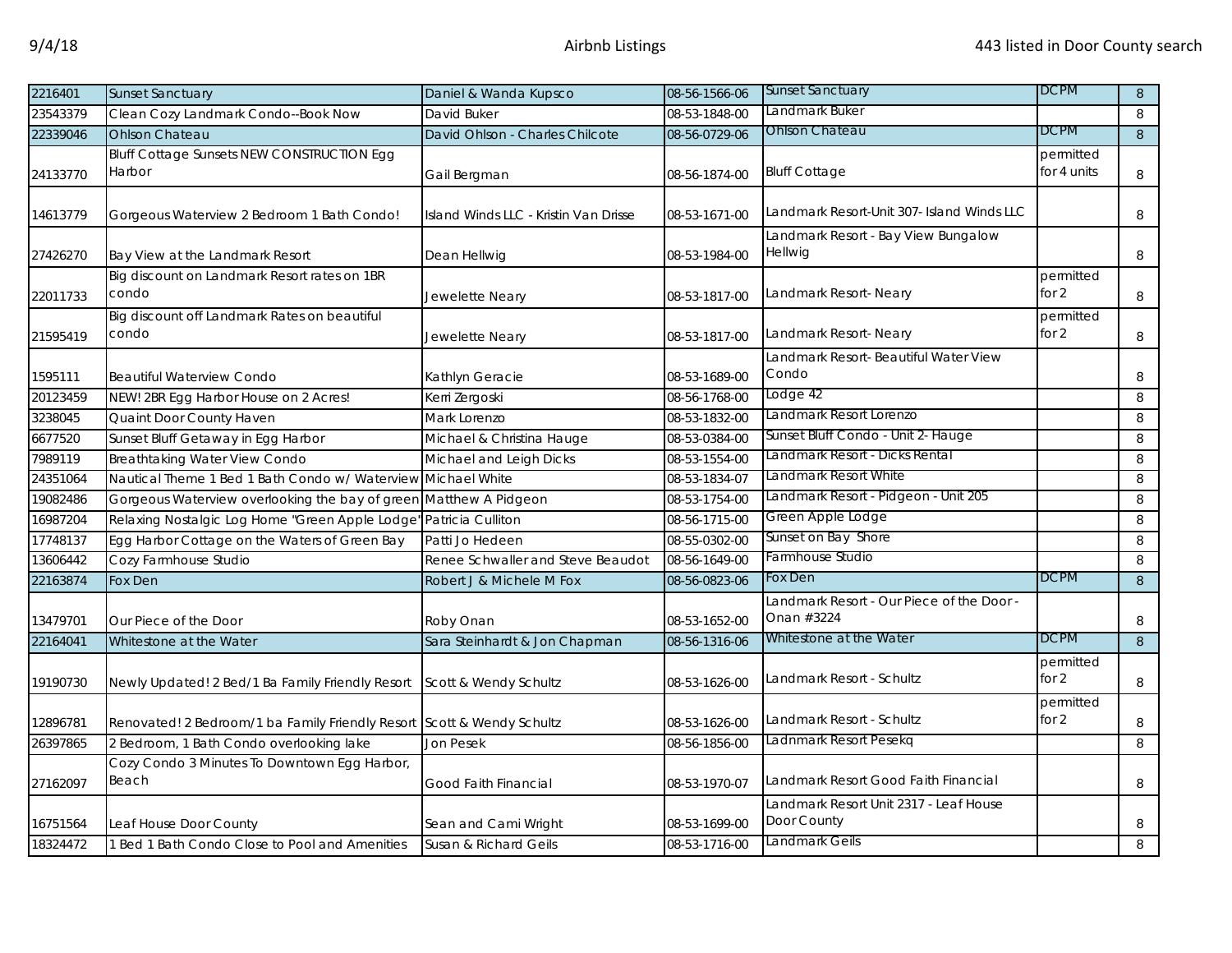| | | | | | | |
|---|---|---|---|---|---|---|
| 2216401 | Sunset Sanctuary | Daniel & Wanda Kupsco | 08-56-1566-06 | Sunset Sanctuary | DCPM | 8 |
| 23543379 | Clean Cozy Landmark Condo--Book Now | David Buker | 08-53-1848-00 | Landmark Buker | | 8 |
| 22339046 | Ohlson Chateau | David Ohlson - Charles Chilcote | 08-56-0729-06 | Ohlson Chateau | DCPM | 8 |
| 24133770 | Bluff Cottage Sunsets NEW CONSTRUCTION Egg Harbor | Gail Bergman | 08-56-1874-00 | Bluff Cottage | permitted for 4 units | 8 |
| 14613779 | Gorgeous Waterview 2 Bedroom 1 Bath Condo! | Island Winds LLC - Kristin Van Drisse | 08-53-1671-00 | Landmark Resort-Unit 307- Island Winds LLC | | 8 |
| 27426270 | Bay View at the Landmark Resort | Dean Hellwig | 08-53-1984-00 | Landmark Resort - Bay View Bungalow Hellwig | | 8 |
| 22011733 | Big discount on Landmark Resort rates on 1BR condo | Jewelette Neary | 08-53-1817-00 | Landmark Resort- Neary | permitted for 2 | 8 |
| 21595419 | Big discount off Landmark Rates on beautiful condo | Jewelette Neary | 08-53-1817-00 | Landmark Resort- Neary | permitted for 2 | 8 |
| 1595111 | Beautiful Waterview Condo | Kathlyn Geracie | 08-53-1689-00 | Landmark Resort- Beautiful Water View Condo | | 8 |
| 20123459 | NEW! 2BR Egg Harbor House on 2 Acres! | Kerri Zergoski | 08-56-1768-00 | Lodge 42 | | 8 |
| 3238045 | Quaint Door County Haven | Mark Lorenzo | 08-53-1832-00 | Landmark Resort Lorenzo | | 8 |
| 6677520 | Sunset Bluff Getaway in Egg Harbor | Michael & Christina Hauge | 08-53-0384-00 | Sunset Bluff Condo - Unit 2- Hauge | | 8 |
| 7989119 | Breathtaking Water View Condo | Michael and Leigh Dicks | 08-53-1554-00 | Landmark Resort - Dicks Rental | | 8 |
| 24351064 | Nautical Theme 1 Bed 1 Bath Condo w/ Waterview | Michael White | 08-53-1834-07 | Landmark Resort White | | 8 |
| 19082486 | Gorgeous Waterview overlooking the bay of green | Matthew A Pidgeon | 08-53-1754-00 | Landmark Resort - Pidgeon - Unit 205 | | 8 |
| 16987204 | Relaxing Nostalgic Log Home "Green Apple Lodge" | Patricia Culliton | 08-56-1715-00 | Green Apple Lodge | | 8 |
| 17748137 | Egg Harbor Cottage on the Waters of Green Bay | Patti Jo Hedeen | 08-55-0302-00 | Sunset on Bay Shore | | 8 |
| 13606442 | Cozy Farmhouse Studio | Renee Schwaller and Steve Beaudot | 08-56-1649-00 | Farmhouse Studio | | 8 |
| 22163874 | Fox Den | Robert J & Michele M Fox | 08-56-0823-06 | Fox Den | DCPM | 8 |
| 13479701 | Our Piece of the Door | Roby Onan | 08-53-1652-00 | Landmark Resort - Our Piece of the Door - Onan #3224 | | 8 |
| 22164041 | Whitestone at the Water | Sara Steinhardt & Jon Chapman | 08-56-1316-06 | Whitestone at the Water | DCPM | 8 |
| 19190730 | Newly Updated! 2 Bed/1 Ba Family Friendly Resort | Scott & Wendy Schultz | 08-53-1626-00 | Landmark Resort - Schultz | permitted for 2 | 8 |
| 12896781 | Renovated! 2 Bedroom/1 ba Family Friendly Resort | Scott & Wendy Schultz | 08-53-1626-00 | Landmark Resort - Schultz | permitted for 2 | 8 |
| 26397865 | 2 Bedroom, 1 Bath Condo overlooking lake | Jon Pesek | 08-56-1856-00 | Ladnmark Resort Pesekq | | 8 |
| 27162097 | Cozy Condo 3 Minutes To Downtown Egg Harbor, Beach | Good Faith Financial | 08-53-1970-07 | Landmark Resort Good Faith Financial | | 8 |
| 16751564 | Leaf House Door County | Sean and Cami Wright | 08-53-1699-00 | Landmark Resort Unit 2317 - Leaf House Door County | | 8 |
| 18324472 | 1 Bed 1 Bath Condo Close to Pool and Amenities | Susan & Richard Geils | 08-53-1716-00 | Landmark Geils | | 8 |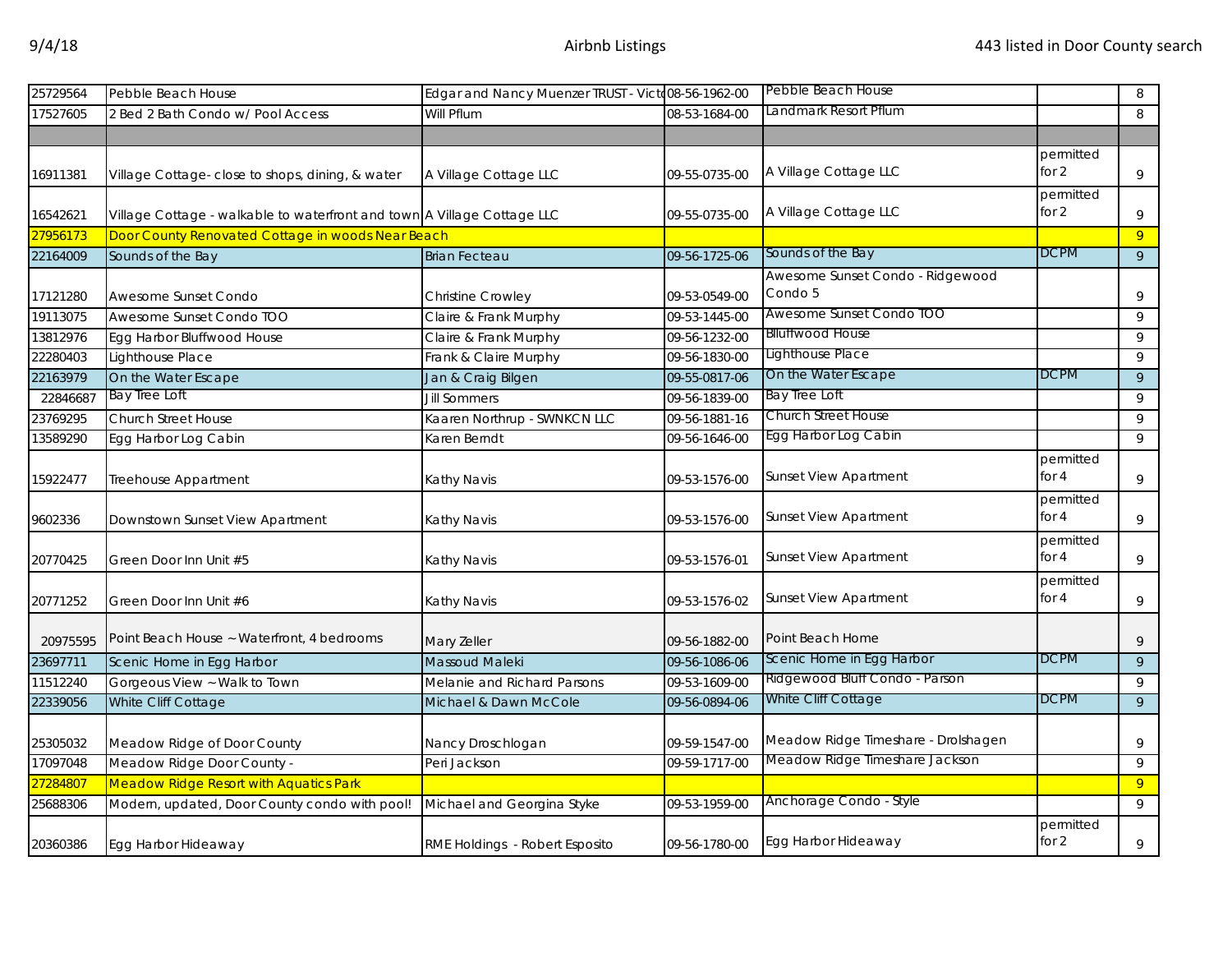| | | | | | | |
|---|---|---|---|---|---|---|
| 25729564 | Pebble Beach House | Edgar and Nancy Muenzer TRUST - Victo | 08-56-1962-00 | Pebble Beach House | | 8 |
| 17527605 | 2 Bed 2 Bath Condo w/ Pool Access | Will Pflum | 08-53-1684-00 | Landmark Resort Pflum | | 8 |
| | | | | | | |
| 16911381 | Village Cottage- close to shops, dining, & water | A Village Cottage LLC | 09-55-0735-00 | A Village Cottage LLC | permitted for 2 | 9 |
| 16542621 | Village Cottage - walkable to waterfront and town | A Village Cottage LLC | 09-55-0735-00 | A Village Cottage LLC | permitted for 2 | 9 |
| 27956173 | Door County Renovated Cottage in woods Near Beach | | | | | 9 |
| 22164009 | Sounds of the Bay | Brian Fecteau | 09-56-1725-06 | Sounds of the Bay | DCPM | 9 |
| 17121280 | Awesome Sunset Condo | Christine Crowley | 09-53-0549-00 | Awesome Sunset Condo - Ridgewood Condo 5 | | 9 |
| 19113075 | Awesome Sunset Condo TOO | Claire & Frank Murphy | 09-53-1445-00 | Awesome Sunset Condo TOO | | 9 |
| 13812976 | Egg Harbor Bluffwood House | Claire & Frank Murphy | 09-56-1232-00 | Blluffwood House | | 9 |
| 22280403 | Lighthouse Place | Frank & Claire Murphy | 09-56-1830-00 | Lighthouse Place | | 9 |
| 22163979 | On the Water Escape | Jan & Craig Bilgen | 09-55-0817-06 | On the Water Escape | DCPM | 9 |
| 22846687 | Bay Tree Loft | Jill Sommers | 09-56-1839-00 | Bay Tree Loft | | 9 |
| 23769295 | Church Street House | Kaaren Northrup - SWNKCN LLC | 09-56-1881-16 | Church Street House | | 9 |
| 13589290 | Egg Harbor Log Cabin | Karen Berndt | 09-56-1646-00 | Egg Harbor Log Cabin | | 9 |
| 15922477 | Treehouse Appartment | Kathy Navis | 09-53-1576-00 | Sunset View Apartment | permitted for 4 | 9 |
| 9602336 | Downtown Sunset View Apartment | Kathy Navis | 09-53-1576-00 | Sunset View Apartment | permitted for 4 | 9 |
| 20770425 | Green Door Inn Unit #5 | Kathy Navis | 09-53-1576-01 | Sunset View Apartment | permitted for 4 | 9 |
| 20771252 | Green Door Inn Unit #6 | Kathy Navis | 09-53-1576-02 | Sunset View Apartment | permitted for 4 | 9 |
| 20975595 | Point Beach House ~ Waterfront, 4 bedrooms | Mary Zeller | 09-56-1882-00 | Point Beach Home | | 9 |
| 23697711 | Scenic Home in Egg Harbor | Massoud Maleki | 09-56-1086-06 | Scenic Home in Egg Harbor | DCPM | 9 |
| 11512240 | Gorgeous View ~ Walk to Town | Melanie and Richard Parsons | 09-53-1609-00 | Ridgewood Bluff Condo - Parson | | 9 |
| 22339056 | White Cliff Cottage | Michael & Dawn McCole | 09-56-0894-06 | White Cliff Cottage | DCPM | 9 |
| 25305032 | Meadow Ridge of Door County | Nancy Droschlogan | 09-59-1547-00 | Meadow Ridge Timeshare - Drolshagen | | 9 |
| 17097048 | Meadow Ridge Door County - | Peri Jackson | 09-59-1717-00 | Meadow Ridge Timeshare Jackson | | 9 |
| 27284807 | Meadow Ridge Resort with Aquatics Park | | | | | 9 |
| 25688306 | Modern, updated, Door County condo with pool! | Michael and Georgina Styke | 09-53-1959-00 | Anchorage Condo - Style | | 9 |
| 20360386 | Egg Harbor Hideaway | RME Holdings - Robert Esposito | 09-56-1780-00 | Egg Harbor Hideaway | permitted for 2 | 9 |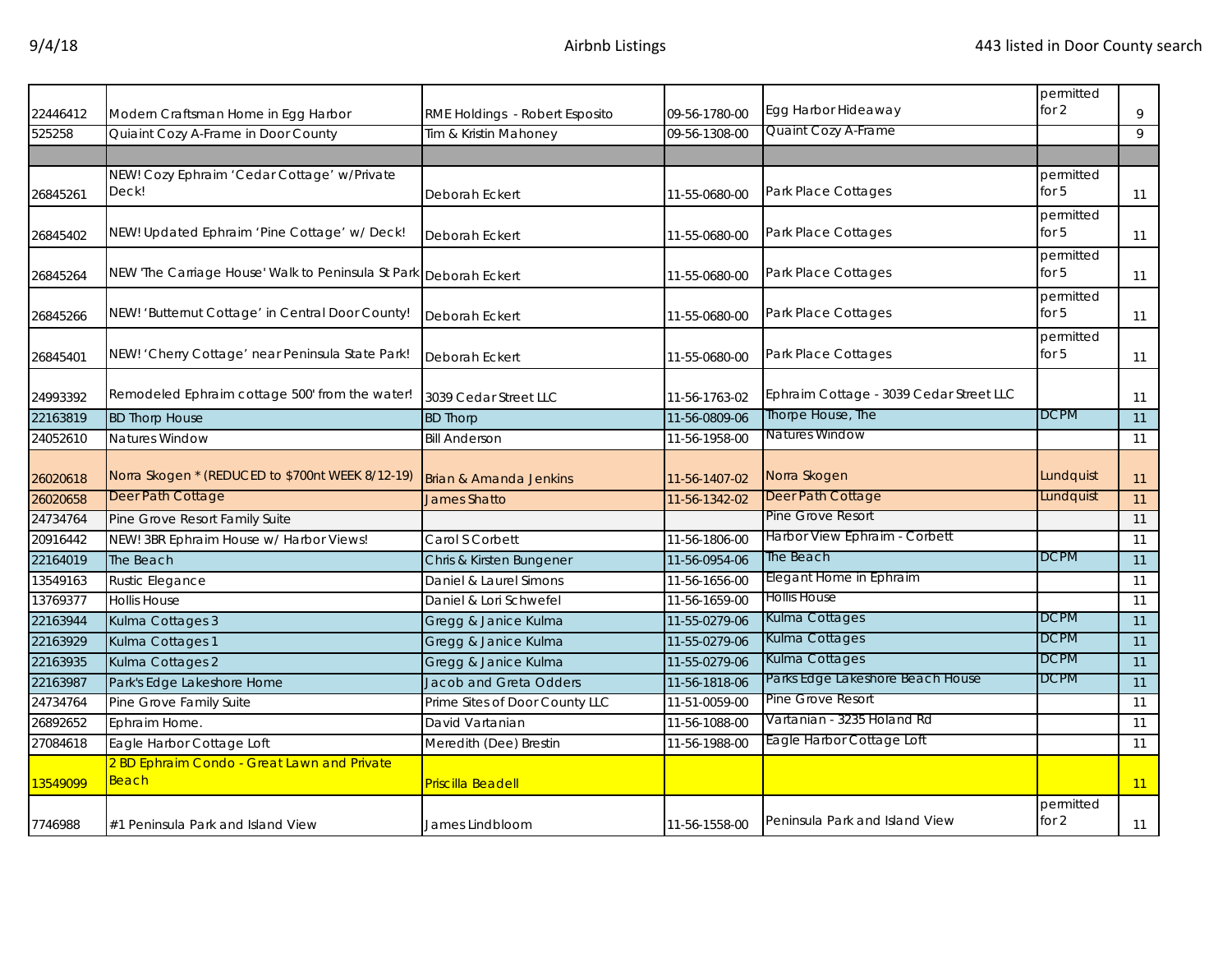| | | | | | | |
|---|---|---|---|---|---|---|
| 22446412 | Modern Craftsman Home in Egg Harbor | RME Holdings - Robert Esposito | 09-56-1780-00 | Egg Harbor Hideaway | permitted for 2 | 9 |
| 525258 | Quiaint Cozy A-Frame in Door County | Tim & Kristin Mahoney | 09-56-1308-00 | Quaint Cozy A-Frame | | 9 |
| | | | | | | |
| 26845261 | NEW! Cozy Ephraim 'Cedar Cottage' w/Private Deck! | Deborah Eckert | 11-55-0680-00 | Park Place Cottages | permitted for 5 | 11 |
| 26845402 | NEW! Updated Ephraim 'Pine Cottage' w/ Deck! | Deborah Eckert | 11-55-0680-00 | Park Place Cottages | permitted for 5 | 11 |
| 26845264 | NEW 'The Carriage House' Walk to Peninsula St Park | Deborah Eckert | 11-55-0680-00 | Park Place Cottages | permitted for 5 | 11 |
| 26845266 | NEW! 'Butternut Cottage' in Central Door County! | Deborah Eckert | 11-55-0680-00 | Park Place Cottages | permitted for 5 | 11 |
| 26845401 | NEW! 'Cherry Cottage' near Peninsula State Park! | Deborah Eckert | 11-55-0680-00 | Park Place Cottages | permitted for 5 | 11 |
| 24993392 | Remodeled Ephraim cottage 500' from the water! | 3039 Cedar Street LLC | 11-56-1763-02 | Ephraim Cottage - 3039 Cedar Street LLC | | 11 |
| 22163819 | BD Thorp House | BD Thorp | 11-56-0809-06 | Thorpe House, The | DCPM | 11 |
| 24052610 | Natures Window | Bill Anderson | 11-56-1958-00 | Natures Window | | 11 |
| 26020618 | Norra Skogen * (REDUCED to $700nt WEEK 8/12-19) | Brian & Amanda Jenkins | 11-56-1407-02 | Norra Skogen | Lundquist | 11 |
| 26020658 | Deer Path Cottage | James Shatto | 11-56-1342-02 | Deer Path Cottage | Lundquist | 11 |
| 24734764 | Pine Grove Resort Family Suite | | | Pine Grove Resort | | 11 |
| 20916442 | NEW! 3BR Ephraim House w/ Harbor Views! | Carol S Corbett | 11-56-1806-00 | Harbor View Ephraim - Corbett | | 11 |
| 22164019 | The Beach | Chris & Kirsten Bungener | 11-56-0954-06 | The Beach | DCPM | 11 |
| 13549163 | Rustic Elegance | Daniel & Laurel Simons | 11-56-1656-00 | Elegant Home in Ephraim | | 11 |
| 13769377 | Hollis House | Daniel & Lori Schwefel | 11-56-1659-00 | Hollis House | | 11 |
| 22163944 | Kulma Cottages 3 | Gregg & Janice Kulma | 11-55-0279-06 | Kulma Cottages | DCPM | 11 |
| 22163929 | Kulma Cottages 1 | Gregg & Janice Kulma | 11-55-0279-06 | Kulma Cottages | DCPM | 11 |
| 22163935 | Kulma Cottages 2 | Gregg & Janice Kulma | 11-55-0279-06 | Kulma Cottages | DCPM | 11 |
| 22163987 | Park's Edge Lakeshore Home | Jacob and Greta Odders | 11-56-1818-06 | Parks Edge Lakeshore Beach House | DCPM | 11 |
| 24734764 | Pine Grove Family Suite | Prime Sites of Door County LLC | 11-51-0059-00 | Pine Grove Resort | | 11 |
| 26892652 | Ephraim Home. | David Vartanian | 11-56-1088-00 | Vartanian - 3235 Holand Rd | | 11 |
| 27084618 | Eagle Harbor Cottage Loft | Meredith (Dee) Brestin | 11-56-1988-00 | Eagle Harbor Cottage Loft | | 11 |
| 13549099 | 2 BD Ephraim Condo - Great Lawn and Private Beach | Priscilla Beadell | | | | 11 |
| 7746988 | #1 Peninsula Park and Island View | James Lindbloom | 11-56-1558-00 | Peninsula Park and Island View | permitted for 2 | 11 |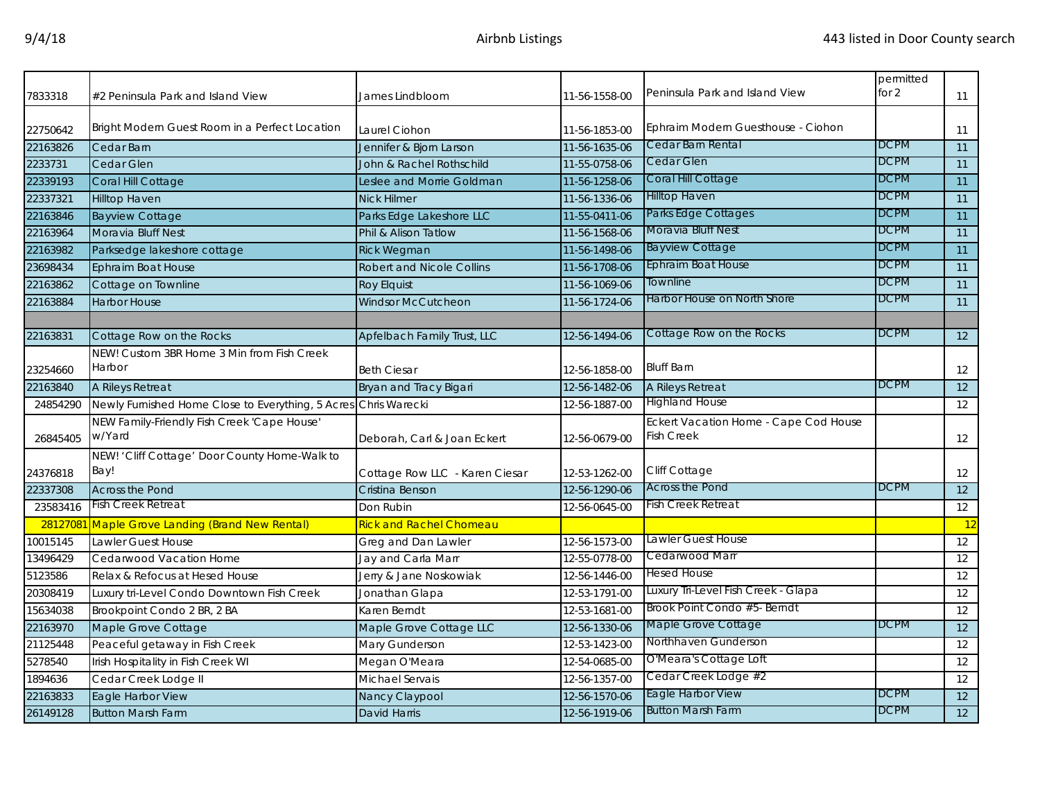| | | | | | | |
|---|---|---|---|---|---|---|
| 7833318 | #2 Peninsula Park and Island View | James Lindbloom | 11-56-1558-00 | Peninsula Park and Island View | permitted for 2 | 11 |
| 22750642 | Bright Modern Guest Room in a Perfect Location | Laurel Ciohon | 11-56-1853-00 | Ephraim Modern Guesthouse - Ciohon | | 11 |
| 22163826 | Cedar Barn | Jennifer & Bjorn Larson | 11-56-1635-06 | Cedar Barn Rental | DCPM | 11 |
| 2233731 | Cedar Glen | John & Rachel Rothschild | 11-55-0758-06 | Cedar Glen | DCPM | 11 |
| 22339193 | Coral Hill Cottage | Leslee and Morrie Goldman | 11-56-1258-06 | Coral Hill Cottage | DCPM | 11 |
| 22337321 | Hilltop Haven | Nick Hilmer | 11-56-1336-06 | Hilltop Haven | DCPM | 11 |
| 22163846 | Bayview Cottage | Parks Edge Lakeshore LLC | 11-55-0411-06 | Parks Edge Cottages | DCPM | 11 |
| 22163964 | Moravia Bluff Nest | Phil & Alison Tatlow | 11-56-1568-06 | Moravia Bluff Nest | DCPM | 11 |
| 22163982 | Parksedge lakeshore cottage | Rick Wegman | 11-56-1498-06 | Bayview Cottage | DCPM | 11 |
| 23698434 | Ephraim Boat House | Robert and Nicole Collins | 11-56-1708-06 | Ephraim Boat House | DCPM | 11 |
| 22163862 | Cottage on Townline | Roy Elquist | 11-56-1069-06 | Townline | DCPM | 11 |
| 22163884 | Harbor House | Windsor McCutcheon | 11-56-1724-06 | Harbor House on North Shore | DCPM | 11 |
| | | | | | | |
| 22163831 | Cottage Row on the Rocks | Apfelbach Family Trust, LLC | 12-56-1494-06 | Cottage Row on the Rocks | DCPM | 12 |
| 23254660 | NEW! Custom 3BR Home 3 Min from Fish Creek Harbor | Beth Ciesar | 12-56-1858-00 | Bluff Barn | | 12 |
| 22163840 | A Rileys Retreat | Bryan and Tracy Bigari | 12-56-1482-06 | A Rileys Retreat | DCPM | 12 |
| 24854290 | Newly Furnished Home Close to Everything, 5 Acres | Chris Warecki | 12-56-1887-00 | Highland House | | 12 |
| 26845405 | NEW Family-Friendly Fish Creek 'Cape House' w/Yard | Deborah, Carl & Joan Eckert | 12-56-0679-00 | Eckert Vacation Home - Cape Cod House Fish Creek | | 12 |
| 24376818 | NEW! 'Cliff Cottage' Door County Home-Walk to Bay! | Cottage Row LLC - Karen Ciesar | 12-53-1262-00 | Cliff Cottage | | 12 |
| 22337308 | Across the Pond | Cristina Benson | 12-56-1290-06 | Across the Pond | DCPM | 12 |
| 23583416 | Fish Creek Retreat | Don Rubin | 12-56-0645-00 | Fish Creek Retreat | | 12 |
| 28127081 | Maple Grove Landing (Brand New Rental) | Rick and Rachel Chomeau | | | | 12 |
| 10015145 | Lawler Guest House | Greg and Dan Lawler | 12-56-1573-00 | Lawler Guest House | | 12 |
| 13496429 | Cedarwood Vacation Home | Jay and Carla Marr | 12-55-0778-00 | Cedarwood Marr | | 12 |
| 5123586 | Relax & Refocus at Hesed House | Jerry & Jane Noskowiak | 12-56-1446-00 | Hesed House | | 12 |
| 20308419 | Luxury tri-Level Condo Downtown Fish Creek | Jonathan Glapa | 12-53-1791-00 | Luxury Tri-Level Fish Creek - Glapa | | 12 |
| 15634038 | Brookpoint Condo 2 BR, 2 BA | Karen Berndt | 12-53-1681-00 | Brook Point Condo #5- Berndt | | 12 |
| 22163970 | Maple Grove Cottage | Maple Grove Cottage LLC | 12-56-1330-06 | Maple Grove Cottage | DCPM | 12 |
| 21125448 | Peaceful getaway in Fish Creek | Mary Gunderson | 12-53-1423-00 | Northhaven Gunderson | | 12 |
| 5278540 | Irish Hospitality in Fish Creek WI | Megan O'Meara | 12-54-0685-00 | O'Meara's Cottage Loft | | 12 |
| 1894636 | Cedar Creek Lodge II | Michael Servais | 12-56-1357-00 | Cedar Creek Lodge #2 | | 12 |
| 22163833 | Eagle Harbor View | Nancy Claypool | 12-56-1570-06 | Eagle Harbor View | DCPM | 12 |
| 26149128 | Button Marsh Farm | David Harris | 12-56-1919-06 | Button Marsh Farm | DCPM | 12 |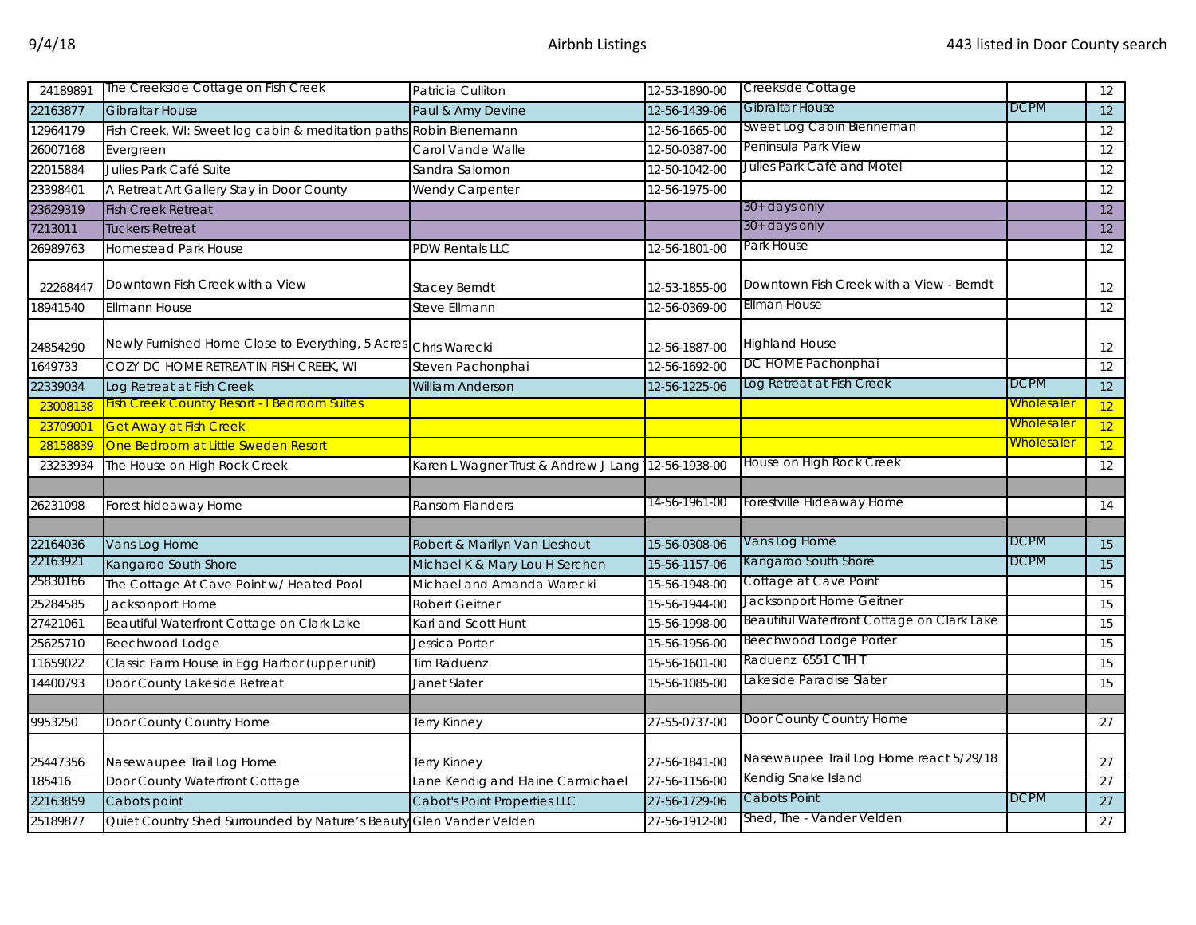| | | | | | | |
|---|---|---|---|---|---|---|
| 24189891 | The Creekside Cottage on Fish Creek | Patricia Culliton | 12-53-1890-00 | Creekside Cottage | | 12 |
| 22163877 | Gibraltar House | Paul & Amy Devine | 12-56-1439-06 | Gibraltar House | DCPM | 12 |
| 12964179 | Fish Creek, WI: Sweet log cabin & meditation paths | Robin Bienemann | 12-56-1665-00 | Sweet Log Cabin Bienneman | | 12 |
| 26007168 | Evergreen | Carol Vande Walle | 12-50-0387-00 | Peninsula Park View | | 12 |
| 22015884 | Julies Park Café Suite | Sandra Salomon | 12-50-1042-00 | Julies Park Café and Motel | | 12 |
| 23398401 | A Retreat Art Gallery Stay in Door County | Wendy Carpenter | 12-56-1975-00 | | | 12 |
| 23629319 | Fish Creek Retreat | | | 30+ days only | | 12 |
| 7213011 | Tuckers Retreat | | | 30+ days only | | 12 |
| 26989763 | Homestead Park House | PDW Rentals LLC | 12-56-1801-00 | Park House | | 12 |
| 22268447 | Downtown Fish Creek with a View | Stacey Berndt | 12-53-1855-00 | Downtown Fish Creek with a View - Berndt | | 12 |
| 18941540 | Ellmann House | Steve Ellmann | 12-56-0369-00 | Ellman House | | 12 |
| 24854290 | Newly Furnished Home Close to Everything, 5 Acres | Chris Warecki | 12-56-1887-00 | Highland House | | 12 |
| 1649733 | COZY DC HOME RETREAT IN FISH CREEK, WI | Steven Pachonphai | 12-56-1692-00 | DC HOME Pachonphai | | 12 |
| 22339034 | Log Retreat at Fish Creek | William Anderson | 12-56-1225-06 | Log Retreat at Fish Creek | DCPM | 12 |
| 23008138 | Fish Creek Country Resort - I Bedroom Suites | | | | Wholesaler | 12 |
| 23709001 | Get Away at Fish Creek | | | | Wholesaler | 12 |
| 28158839 | One Bedroom at Little Sweden Resort | | | | Wholesaler | 12 |
| 23233934 | The House on High Rock Creek | Karen L Wagner Trust & Andrew J Lang | 12-56-1938-00 | House on High Rock Creek | | 12 |
| | | | | | | |
| 26231098 | Forest hideaway Home | Ransom Flanders | 14-56-1961-00 | Forestville Hideaway Home | | 14 |
| | | | | | | |
| 22164036 | Vans Log Home | Robert & Marilyn Van Lieshout | 15-56-0308-06 | Vans Log Home | DCPM | 15 |
| 22163921 | Kangaroo South Shore | Michael K & Mary Lou H Serchen | 15-56-1157-06 | Kangaroo South Shore | DCPM | 15 |
| 25830166 | The Cottage At Cave Point w/ Heated Pool | Michael and Amanda Warecki | 15-56-1948-00 | Cottage at Cave Point | | 15 |
| 25284585 | Jacksonport Home | Robert Geitner | 15-56-1944-00 | Jacksonport Home Geitner | | 15 |
| 27421061 | Beautiful Waterfront Cottage on Clark Lake | Kari and Scott Hunt | 15-56-1998-00 | Beautiful Waterfront Cottage on Clark Lake | | 15 |
| 25625710 | Beechwood Lodge | Jessica Porter | 15-56-1956-00 | Beechwood Lodge Porter | | 15 |
| 11659022 | Classic Farm House in Egg Harbor (upper unit) | Tim Raduenz | 15-56-1601-00 | Raduenz 6551 CTH T | | 15 |
| 14400793 | Door County Lakeside Retreat | Janet Slater | 15-56-1085-00 | Lakeside Paradise Slater | | 15 |
| | | | | | | |
| 9953250 | Door County Country Home | Terry Kinney | 27-55-0737-00 | Door County Country Home | | 27 |
| 25447356 | Nasewaupee Trail Log Home | Terry Kinney | 27-56-1841-00 | Nasewaupee Trail Log Home react 5/29/18 | | 27 |
| 185416 | Door County Waterfront Cottage | Lane Kendig and Elaine Carmichael | 27-56-1156-00 | Kendig Snake Island | | 27 |
| 22163859 | Cabots point | Cabot's Point Properties LLC | 27-56-1729-06 | Cabots Point | DCPM | 27 |
| 25189877 | Quiet Country Shed Surrounded by Nature's Beauty | Glen Vander Velden | 27-56-1912-00 | Shed, The - Vander Velden | | 27 |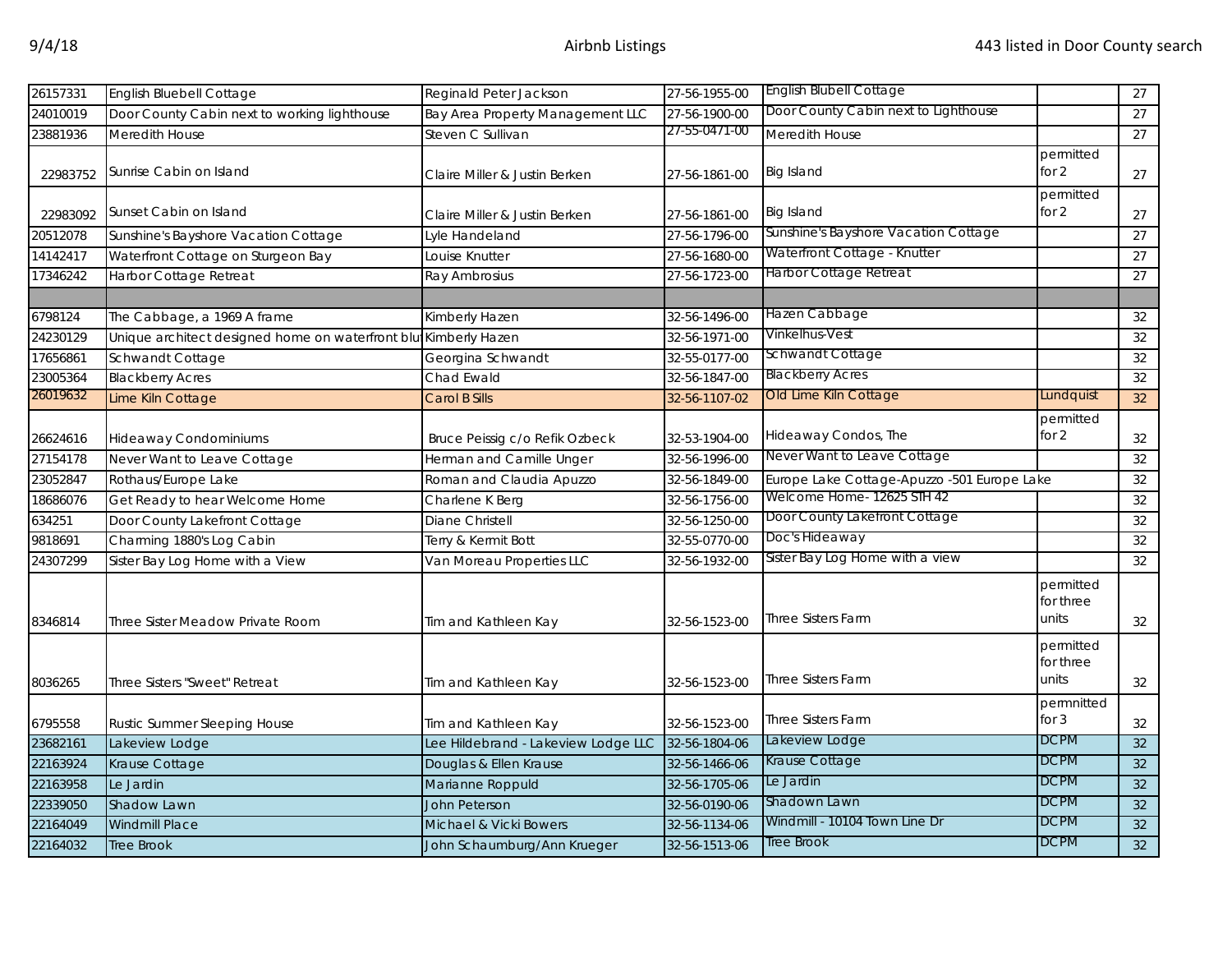| | | | | | | |
|---|---|---|---|---|---|---|
| 26157331 | English Bluebell Cottage | Reginald Peter Jackson | 27-56-1955-00 | English Blubell Cottage | | 27 |
| 24010019 | Door County Cabin next to working lighthouse | Bay Area Property Management LLC | 27-56-1900-00 | Door County Cabin next to Lighthouse | | 27 |
| 23881936 | Meredith House | Steven C Sullivan | 27-55-0471-00 | Meredith House | | 27 |
| 22983752 | Sunrise Cabin on Island | Claire Miller & Justin Berken | 27-56-1861-00 | Big Island | permitted for 2 | 27 |
| 22983092 | Sunset Cabin on Island | Claire Miller & Justin Berken | 27-56-1861-00 | Big Island | permitted for 2 | 27 |
| 20512078 | Sunshine's Bayshore Vacation Cottage | Lyle Handeland | 27-56-1796-00 | Sunshine's Bayshore Vacation Cottage | | 27 |
| 14142417 | Waterfront Cottage on Sturgeon Bay | Louise Knutter | 27-56-1680-00 | Waterfront Cottage - Knutter | | 27 |
| 17346242 | Harbor Cottage Retreat | Ray Ambrosius | 27-56-1723-00 | Harbor Cottage Retreat | | 27 |
| | | | | | | |
| 6798124 | The Cabbage, a 1969 A frame | Kimberly Hazen | 32-56-1496-00 | Hazen Cabbage | | 32 |
| 24230129 | Unique architect designed home on waterfront blu | Kimberly Hazen | 32-56-1971-00 | Vinkelhus-Vest | | 32 |
| 17656861 | Schwandt Cottage | Georgina Schwandt | 32-55-0177-00 | Schwandt Cottage | | 32 |
| 23005364 | Blackberry Acres | Chad Ewald | 32-56-1847-00 | Blackberry Acres | | 32 |
| 26019632 | Lime Kiln Cottage | Carol B Sills | 32-56-1107-02 | Old Lime Kiln Cottage | Lundquist | 32 |
| 26624616 | Hideaway Condominiums | Bruce Peissig c/o Refik Ozbeck | 32-53-1904-00 | Hideaway Condos, The | permitted for 2 | 32 |
| 27154178 | Never Want to Leave Cottage | Herman and Camille Unger | 32-56-1996-00 | Never Want to Leave Cottage | | 32 |
| 23052847 | Rothaus/Europe Lake | Roman and Claudia Apuzzo | 32-56-1849-00 | Europe Lake Cottage-Apuzzo -501 Europe Lake | | 32 |
| 18686076 | Get Ready to hear Welcome Home | Charlene K Berg | 32-56-1756-00 | Welcome Home- 12625 STH 42 | | 32 |
| 634251 | Door County Lakefront Cottage | Diane Christell | 32-56-1250-00 | Door County Lakefront Cottage | | 32 |
| 9818691 | Charming 1880's Log Cabin | Terry & Kermit Bott | 32-55-0770-00 | Doc's Hideaway | | 32 |
| 24307299 | Sister Bay Log Home with a View | Van Moreau Properties LLC | 32-56-1932-00 | Sister Bay Log Home with a view | | 32 |
| 8346814 | Three Sister Meadow Private Room | Tim and Kathleen Kay | 32-56-1523-00 | Three Sisters Farm | permitted for three units | 32 |
| 8036265 | Three Sisters "Sweet" Retreat | Tim and Kathleen Kay | 32-56-1523-00 | Three Sisters Farm | permitted for three units | 32 |
| 6795558 | Rustic Summer Sleeping House | Tim and Kathleen Kay | 32-56-1523-00 | Three Sisters Farm | permnitted for 3 | 32 |
| 23682161 | Lakeview Lodge | Lee Hildebrand - Lakeview Lodge LLC | 32-56-1804-06 | Lakeview Lodge | DCPM | 32 |
| 22163924 | Krause Cottage | Douglas & Ellen Krause | 32-56-1466-06 | Krause Cottage | DCPM | 32 |
| 22163958 | Le Jardin | Marianne Roppuld | 32-56-1705-06 | Le Jardin | DCPM | 32 |
| 22339050 | Shadow Lawn | John Peterson | 32-56-0190-06 | Shadown Lawn | DCPM | 32 |
| 22164049 | Windmill Place | Michael & Vicki Bowers | 32-56-1134-06 | Windmill - 10104 Town Line Dr | DCPM | 32 |
| 22164032 | Tree Brook | John Schaumburg/Ann Krueger | 32-56-1513-06 | Tree Brook | DCPM | 32 |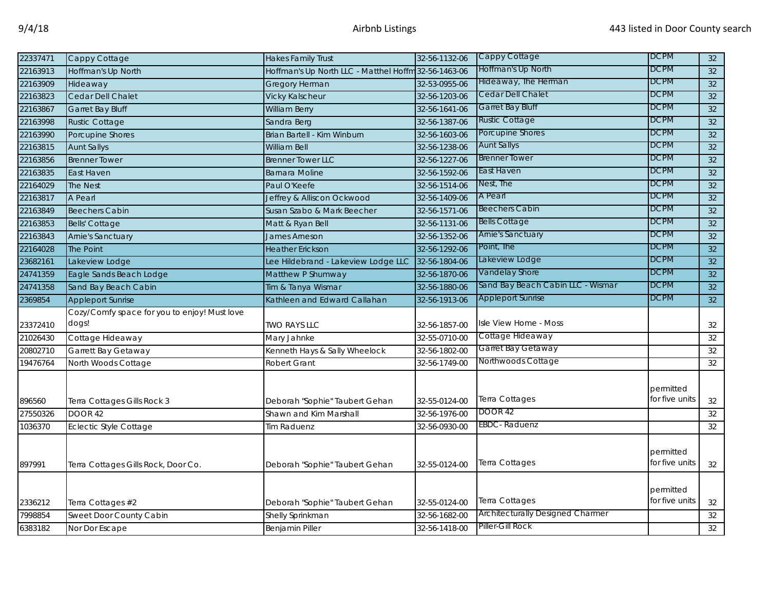| | | | | | | |
|---|---|---|---|---|---|---|
| 22337471 | Cappy Cottage | Hakes Family Trust | 32-56-1132-06 | Cappy Cottage | DCPM | 32 |
| 22163913 | Hoffman's Up North | Hoffman's Up North LLC - Matthel Hoffm | 32-56-1463-06 | Hoffman's Up North | DCPM | 32 |
| 22163909 | Hideaway | Gregory Herman | 32-53-0955-06 | Hideaway, The Herman | DCPM | 32 |
| 22163823 | Cedar Dell Chalet | Vicky Kalscheur | 32-56-1203-06 | Cedar Dell Chalet | DCPM | 32 |
| 22163867 | Garret Bay Bluff | William Berry | 32-56-1641-06 | Garret Bay Bluff | DCPM | 32 |
| 22163998 | Rustic Cottage | Sandra Berg | 32-56-1387-06 | Rustic Cottage | DCPM | 32 |
| 22163990 | Porcupine Shores | Brian Bartell - Kim Winburn | 32-56-1603-06 | Porcupine Shores | DCPM | 32 |
| 22163815 | Aunt Sallys | William Bell | 32-56-1238-06 | Aunt Sallys | DCPM | 32 |
| 22163856 | Brenner Tower | Brenner Tower LLC | 32-56-1227-06 | Brenner Tower | DCPM | 32 |
| 22163835 | East Haven | Barnara Moline | 32-56-1592-06 | East Haven | DCPM | 32 |
| 22164029 | The Nest | Paul O'Keefe | 32-56-1514-06 | Nest, The | DCPM | 32 |
| 22163817 | A Pearl | Jeffrey & Alliscon Ockwood | 32-56-1409-06 | A Pearl | DCPM | 32 |
| 22163849 | Beechers Cabin | Susan Szabo & Mark Beecher | 32-56-1571-06 | Beechers Cabin | DCPM | 32 |
| 22163853 | Bells' Cottage | Matt & Ryan Bell | 32-56-1131-06 | Bells Cottage | DCPM | 32 |
| 22163843 | Arnie's Sanctuary | James Arneson | 32-56-1352-06 | Arnie's Sanctuary | DCPM | 32 |
| 22164028 | The Point | Heather Erickson | 32-56-1292-06 | Point, The | DCPM | 32 |
| 23682161 | Lakeview Lodge | Lee Hildebrand - Lakeview Lodge LLC | 32-56-1804-06 | Lakeview Lodge | DCPM | 32 |
| 24741359 | Eagle Sands Beach Lodge | Matthew P Shumway | 32-56-1870-06 | Vandelay Shore | DCPM | 32 |
| 24741358 | Sand Bay Beach Cabin | Tim & Tanya Wismar | 32-56-1880-06 | Sand Bay Beach Cabin LLC - Wismar | DCPM | 32 |
| 2369854 | Appleport Sunrise | Kathleen and Edward Callahan | 32-56-1913-06 | Appleport Sunrise | DCPM | 32 |
| 23372410 | Cozy/Comfy space for you to enjoy! Must love dogs! | TWO RAYS LLC | 32-56-1857-00 | Isle View Home - Moss | | 32 |
| 21026430 | Cottage Hideaway | Mary Jahnke | 32-55-0710-00 | Cottage Hideaway | | 32 |
| 20802710 | Garrett Bay Getaway | Kenneth Hays & Sally Wheelock | 32-56-1802-00 | Garret Bay Getaway | | 32 |
| 19476764 | North Woods Cottage | Robert Grant | 32-56-1749-00 | Northwoods Cottage | | 32 |
| 896560 | Terra Cottages Gills Rock 3 | Deborah "Sophie" Taubert Gehan | 32-55-0124-00 | Terra Cottages | permitted for five units | 32 |
| 27550326 | DOOR 42 | Shawn and Kim Marshall | 32-56-1976-00 | DOOR 42 | | 32 |
| 1036370 | Eclectic Style Cottage | Tim Raduenz | 32-56-0930-00 | EBDC- Raduenz | | 32 |
| 897991 | Terra Cottages Gills Rock, Door Co. | Deborah "Sophie" Taubert Gehan | 32-55-0124-00 | Terra Cottages | permitted for five units | 32 |
| 2336212 | Terra Cottages #2 | Deborah "Sophie" Taubert Gehan | 32-55-0124-00 | Terra Cottages | permitted for five units | 32 |
| 7998854 | Sweet Door County Cabin | Shelly Sprinkman | 32-56-1682-00 | Architecturally Designed Charmer | | 32 |
| 6383182 | Nor Dor Escape | Benjamin Piller | 32-56-1418-00 | Piller-Gill Rock | | 32 |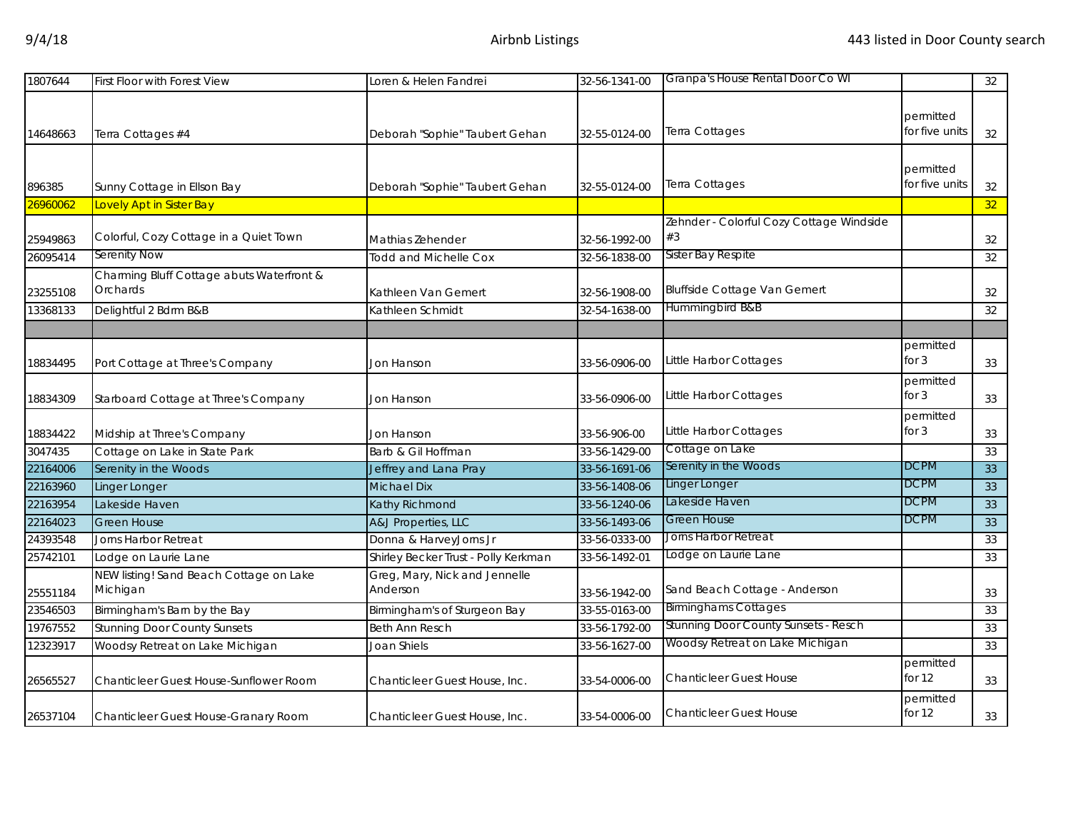| | | | | | | |
|---|---|---|---|---|---|---|
| 1807644 | First Floor with Forest View | Loren & Helen Fandrei | 32-56-1341-00 | Granpa's House Rental Door Co WI | | 32 |
| 14648663 | Terra Cottages #4 | Deborah "Sophie" Taubert Gehan | 32-55-0124-00 | Terra Cottages | permitted for five units | 32 |
| 896385 | Sunny Cottage in Ellson Bay | Deborah "Sophie" Taubert Gehan | 32-55-0124-00 | Terra Cottages | permitted for five units | 32 |
| 26960062 | Lovely Apt in Sister Bay | | | | | 32 |
| 25949863 | Colorful, Cozy Cottage in a Quiet Town | Mathias Zehender | 32-56-1992-00 | Zehnder - Colorful Cozy Cottage Windside #3 | | 32 |
| 26095414 | Serenity Now | Todd and Michelle Cox | 32-56-1838-00 | Sister Bay Respite | | 32 |
| 23255108 | Charming Bluff Cottage abuts Waterfront & Orchards | Kathleen Van Gemert | 32-56-1908-00 | Bluffside Cottage Van Gemert | | 32 |
| 13368133 | Delightful 2 Bdrm B&B | Kathleen Schmidt | 32-54-1638-00 | Hummingbird B&B | | 32 |
| | | | | | | |
| 18834495 | Port Cottage at Three's Company | Jon Hanson | 33-56-0906-00 | Little Harbor Cottages | permitted for 3 | 33 |
| 18834309 | Starboard Cottage at Three's Company | Jon Hanson | 33-56-0906-00 | Little Harbor Cottages | permitted for 3 | 33 |
| 18834422 | Midship at Three's Company | Jon Hanson | 33-56-906-00 | Little Harbor Cottages | permitted for 3 | 33 |
| 3047435 | Cottage on Lake in State Park | Barb & Gil Hoffman | 33-56-1429-00 | Cottage on Lake | | 33 |
| 22164006 | Serenity in the Woods | Jeffrey and Lana Pray | 33-56-1691-06 | Serenity in the Woods | DCPM | 33 |
| 22163960 | Linger Longer | Michael Dix | 33-56-1408-06 | Linger Longer | DCPM | 33 |
| 22163954 | Lakeside Haven | Kathy Richmond | 33-56-1240-06 | Lakeside Haven | DCPM | 33 |
| 22164023 | Green House | A&J Properties, LLC | 33-56-1493-06 | Green House | DCPM | 33 |
| 24393548 | Jorns Harbor Retreat | Donna & HarveyJorns Jr | 33-56-0333-00 | Jorns Harbor Retreat | | 33 |
| 25742101 | Lodge on Laurie Lane | Shirley Becker Trust - Polly Kerkman | 33-56-1492-01 | Lodge on Laurie Lane | | 33 |
| 25551184 | NEW listing! Sand Beach Cottage on Lake Michigan | Greg, Mary, Nick and Jennelle Anderson | 33-56-1942-00 | Sand Beach Cottage - Anderson | | 33 |
| 23546503 | Birmingham's Barn by the Bay | Birmingham's of Sturgeon Bay | 33-55-0163-00 | Birminghams Cottages | | 33 |
| 19767552 | Stunning Door County Sunsets | Beth Ann Resch | 33-56-1792-00 | Stunning Door County Sunsets - Resch | | 33 |
| 12323917 | Woodsy Retreat on Lake Michigan | Joan Shiels | 33-56-1627-00 | Woodsy Retreat on Lake Michigan | | 33 |
| 26565527 | Chanticleer Guest House-Sunflower Room | Chanticleer Guest House, Inc. | 33-54-0006-00 | Chanticleer Guest House | permitted for 12 | 33 |
| 26537104 | Chanticleer Guest House-Granary Room | Chanticleer Guest House, Inc. | 33-54-0006-00 | Chanticleer Guest House | permitted for 12 | 33 |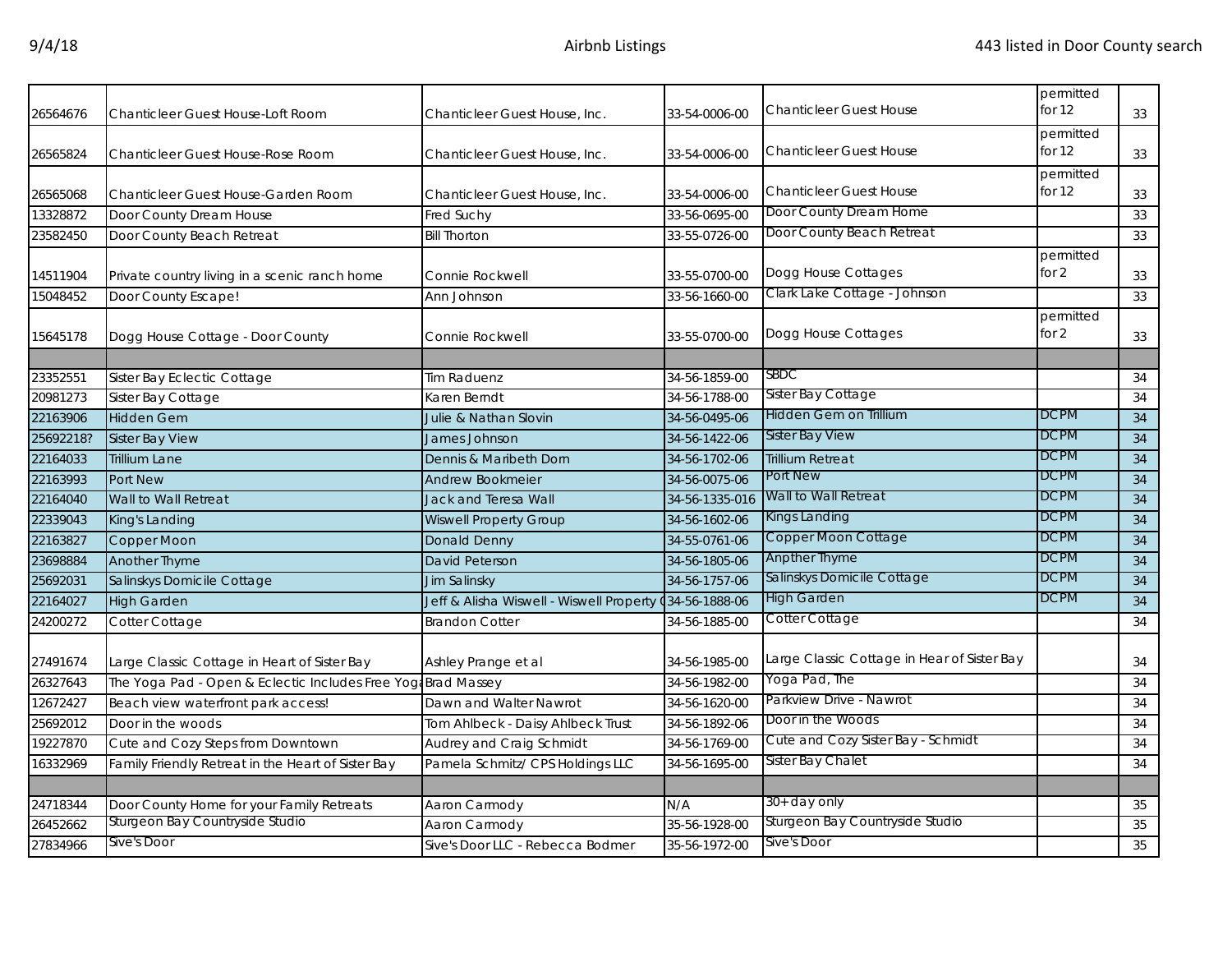| | | | | | | |
|---|---|---|---|---|---|---|
| 26564676 | Chanticleer Guest House-Loft Room | Chanticleer Guest House, Inc. | 33-54-0006-00 | Chanticleer Guest House | permitted for 12 | 33 |
| 26565824 | Chanticleer Guest House-Rose Room | Chanticleer Guest House, Inc. | 33-54-0006-00 | Chanticleer Guest House | permitted for 12 | 33 |
| 26565068 | Chanticleer Guest House-Garden Room | Chanticleer Guest House, Inc. | 33-54-0006-00 | Chanticleer Guest House | permitted for 12 | 33 |
| 13328872 | Door County Dream House | Fred Suchy | 33-56-0695-00 | Door County Dream Home | | 33 |
| 23582450 | Door County Beach Retreat | Bill Thorton | 33-55-0726-00 | Door County Beach Retreat | | 33 |
| 14511904 | Private country living in a scenic ranch home | Connie Rockwell | 33-55-0700-00 | Dogg House Cottages | permitted for 2 | 33 |
| 15048452 | Door County Escape! | Ann Johnson | 33-56-1660-00 | Clark Lake Cottage - Johnson | | 33 |
| 15645178 | Dogg House Cottage - Door County | Connie Rockwell | 33-55-0700-00 | Dogg House Cottages | permitted for 2 | 33 |
| | | | | | | |
| 23352551 | Sister Bay Eclectic Cottage | Tim Raduenz | 34-56-1859-00 | SBDC | | 34 |
| 20981273 | Sister Bay Cottage | Karen Berndt | 34-56-1788-00 | Sister Bay Cottage | | 34 |
| 22163906 | Hidden Gem | Julie & Nathan Slovin | 34-56-0495-06 | Hidden Gem on Trillium | DCPM | 34 |
| 25692218? | Sister Bay View | James Johnson | 34-56-1422-06 | Sister Bay View | DCPM | 34 |
| 22164033 | Trillium Lane | Dennis & Maribeth Dorn | 34-56-1702-06 | Trillium Retreat | DCPM | 34 |
| 22163993 | Port New | Andrew Bookmeier | 34-56-0075-06 | Port New | DCPM | 34 |
| 22164040 | Wall to Wall Retreat | Jack and Teresa Wall | 34-56-1335-016 | Wall to Wall Retreat | DCPM | 34 |
| 22339043 | King's Landing | Wiswell Property Group | 34-56-1602-06 | Kings Landing | DCPM | 34 |
| 22163827 | Copper Moon | Donald Denny | 34-55-0761-06 | Copper Moon Cottage | DCPM | 34 |
| 23698884 | Another Thyme | David Peterson | 34-56-1805-06 | Anpther Thyme | DCPM | 34 |
| 25692031 | Salinskys Domicile Cottage | Jim Salinsky | 34-56-1757-06 | Salinskys Domicile Cottage | DCPM | 34 |
| 22164027 | High Garden | Jeff & Alisha Wiswell - Wiswell Property ( | 34-56-1888-06 | High Garden | DCPM | 34 |
| 24200272 | Cotter Cottage | Brandon Cotter | 34-56-1885-00 | Cotter Cottage | | 34 |
| 27491674 | Large Classic Cottage in Heart of Sister Bay | Ashley Prange et al | 34-56-1985-00 | Large Classic Cottage in Hear of Sister Bay | | 34 |
| 26327643 | The Yoga Pad - Open & Eclectic Includes Free Yoga | Brad Massey | 34-56-1982-00 | Yoga Pad, The | | 34 |
| 12672427 | Beach view waterfront park access! | Dawn and Walter Nawrot | 34-56-1620-00 | Parkview Drive - Nawrot | | 34 |
| 25692012 | Door in the woods | Tom Ahlbeck - Daisy Ahlbeck Trust | 34-56-1892-06 | Door in the Woods | | 34 |
| 19227870 | Cute and Cozy Steps from Downtown | Audrey and Craig Schmidt | 34-56-1769-00 | Cute and Cozy Sister Bay - Schmidt | | 34 |
| 16332969 | Family Friendly Retreat in the Heart of Sister Bay | Pamela Schmitz/ CPS Holdings LLC | 34-56-1695-00 | Sister Bay Chalet | | 34 |
| | | | | | | |
| 24718344 | Door County Home for your Family Retreats | Aaron Carmody | N/A | 30+ day only | | 35 |
| 26452662 | Sturgeon Bay Countryside Studio | Aaron Carmody | 35-56-1928-00 | Sturgeon Bay Countryside Studio | | 35 |
| 27834966 | Sive's Door | Sive's Door LLC - Rebecca Bodmer | 35-56-1972-00 | Sive's Door | | 35 |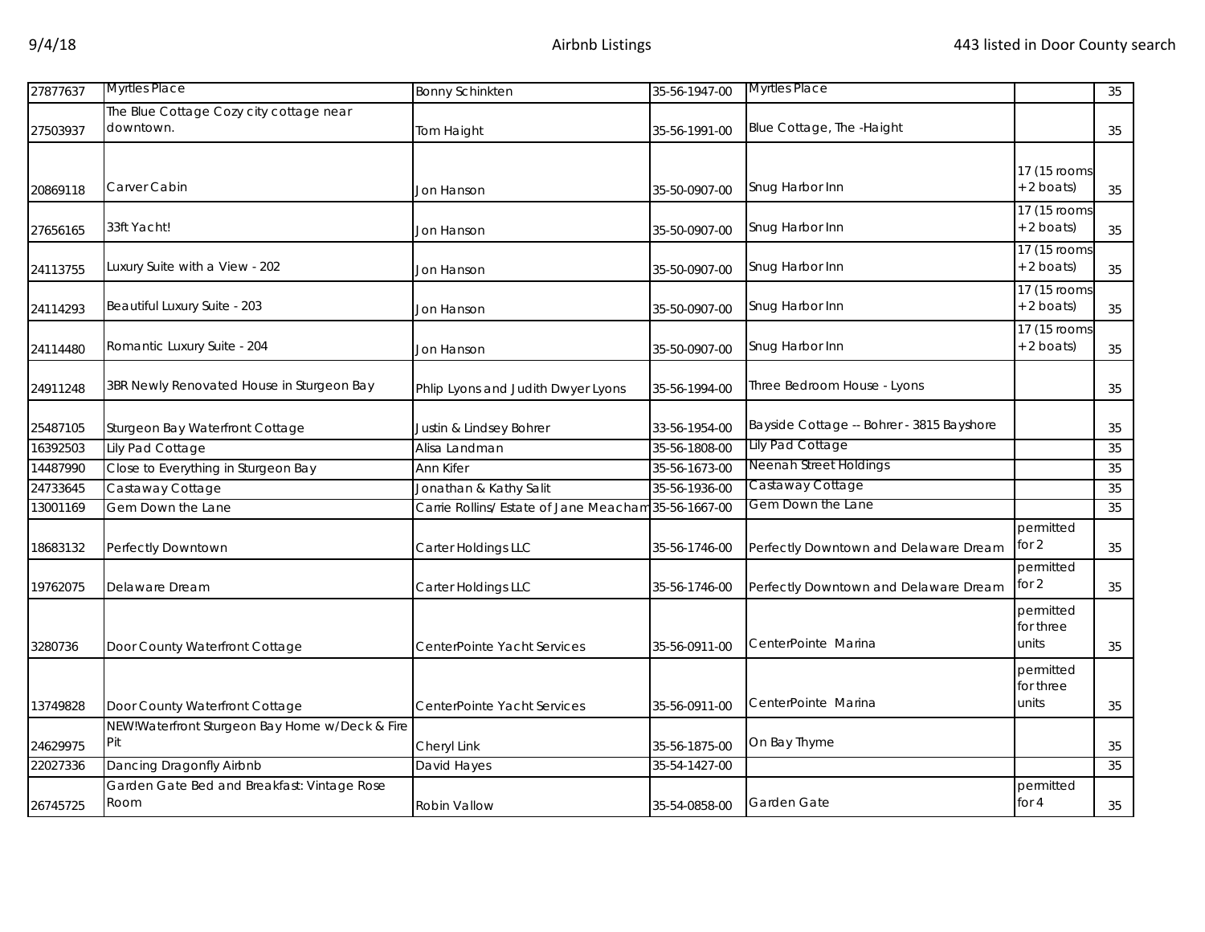| 27877637 | Myrtles Place | Bonny Schinkten | 35-56-1947-00 | Myrtles Place | | 35 |
|---|---|---|---|---|---|---|
| 27503937 | The Blue Cottage Cozy city cottage near downtown. | Tom Haight | 35-56-1991-00 | Blue Cottage, The -Haight | | 35 |
| 20869118 | Carver Cabin | Jon Hanson | 35-50-0907-00 | Snug Harbor Inn | 17 (15 rooms + 2 boats) | 35 |
| 27656165 | 33ft Yacht! | Jon Hanson | 35-50-0907-00 | Snug Harbor Inn | 17 (15 rooms + 2 boats) | 35 |
| 24113755 | Luxury Suite with a View - 202 | Jon Hanson | 35-50-0907-00 | Snug Harbor Inn | 17 (15 rooms + 2 boats) | 35 |
| 24114293 | Beautiful Luxury Suite - 203 | Jon Hanson | 35-50-0907-00 | Snug Harbor Inn | 17 (15 rooms + 2 boats) | 35 |
| 24114480 | Romantic Luxury Suite - 204 | Jon Hanson | 35-50-0907-00 | Snug Harbor Inn | 17 (15 rooms + 2 boats) | 35 |
| 24911248 | 3BR Newly Renovated House in Sturgeon Bay | Phlip Lyons and Judith Dwyer Lyons | 35-56-1994-00 | Three Bedroom House - Lyons | | 35 |
| 25487105 | Sturgeon Bay Waterfront Cottage | Justin & Lindsey Bohrer | 33-56-1954-00 | Bayside Cottage -- Bohrer - 3815 Bayshore | | 35 |
| 16392503 | Lily Pad Cottage | Alisa Landman | 35-56-1808-00 | Lily Pad Cottage | | 35 |
| 14487990 | Close to Everything in Sturgeon Bay | Ann Kifer | 35-56-1673-00 | Neenah Street Holdings | | 35 |
| 24733645 | Castaway Cottage | Jonathan & Kathy Salit | 35-56-1936-00 | Castaway Cottage | | 35 |
| 13001169 | Gem Down the Lane | Carrie Rollins/ Estate of Jane Meacham | 35-56-1667-00 | Gem Down the Lane | | 35 |
| 18683132 | Perfectly Downtown | Carter Holdings LLC | 35-56-1746-00 | Perfectly Downtown and Delaware Dream | permitted for 2 | 35 |
| 19762075 | Delaware Dream | Carter Holdings LLC | 35-56-1746-00 | Perfectly Downtown and Delaware Dream | permitted for 2 | 35 |
| 3280736 | Door County Waterfront Cottage | CenterPointe Yacht Services | 35-56-0911-00 | CenterPointe Marina | permitted for three units | 35 |
| 13749828 | Door County Waterfront Cottage | CenterPointe Yacht Services | 35-56-0911-00 | CenterPointe Marina | permitted for three units | 35 |
| 24629975 | NEW!Waterfront Sturgeon Bay Home w/Deck & Fire Pit | Cheryl Link | 35-56-1875-00 | On Bay Thyme | | 35 |
| 22027336 | Dancing Dragonfly Airbnb | David Hayes | 35-54-1427-00 | | | 35 |
| 26745725 | Garden Gate Bed and Breakfast: Vintage Rose Room | Robin Vallow | 35-54-0858-00 | Garden Gate | permitted for 4 | 35 |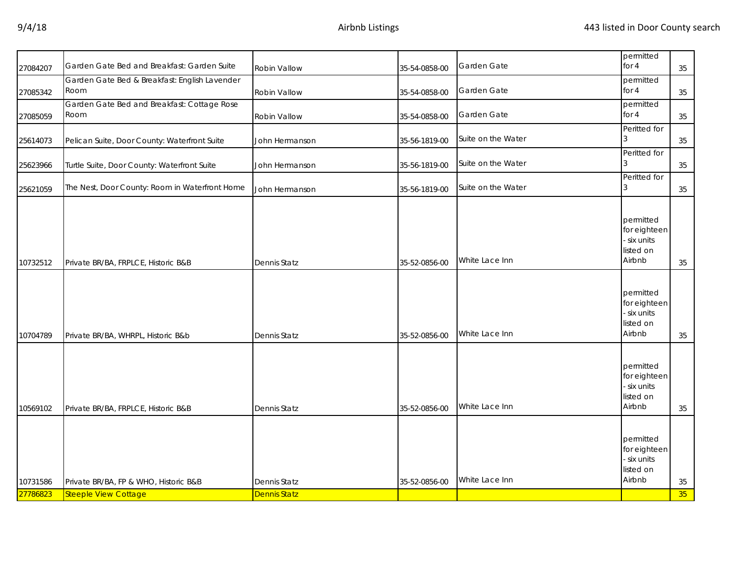| | | | | | | |
|---|---|---|---|---|---|---|
| 27084207 | Garden Gate Bed and Breakfast: Garden Suite | Robin Vallow | 35-54-0858-00 | Garden Gate | permitted for 4 | 35 |
| 27085342 | Garden Gate Bed & Breakfast: English Lavender Room | Robin Vallow | 35-54-0858-00 | Garden Gate | permitted for 4 | 35 |
| 27085059 | Garden Gate Bed and Breakfast: Cottage Rose Room | Robin Vallow | 35-54-0858-00 | Garden Gate | permitted for 4 | 35 |
| 25614073 | Pelican Suite, Door County: Waterfront Suite | John Hermanson | 35-56-1819-00 | Suite on the Water | Peritted for 3 | 35 |
| 25623966 | Turtle Suite, Door County: Waterfront Suite | John Hermanson | 35-56-1819-00 | Suite on the Water | Peritted for 3 | 35 |
| 25621059 | The Nest, Door County: Room in Waterfront Home | John Hermanson | 35-56-1819-00 | Suite on the Water | Peritted for 3 | 35 |
| 10732512 | Private BR/BA, FRPLCE, Historic B&B | Dennis Statz | 35-52-0856-00 | White Lace Inn | permitted for eighteen - six units listed on Airbnb | 35 |
| 10704789 | Private BR/BA, WHRPL, Historic B&b | Dennis Statz | 35-52-0856-00 | White Lace Inn | permitted for eighteen - six units listed on Airbnb | 35 |
| 10569102 | Private BR/BA, FRPLCE, Historic B&B | Dennis Statz | 35-52-0856-00 | White Lace Inn | permitted for eighteen - six units listed on Airbnb | 35 |
| 10731586 | Private BR/BA, FP & WHO, Historic B&B | Dennis Statz | 35-52-0856-00 | White Lace Inn | permitted for eighteen - six units listed on Airbnb | 35 |
| 27786823 | Steeple View Cottage | Dennis Statz | | | | 35 |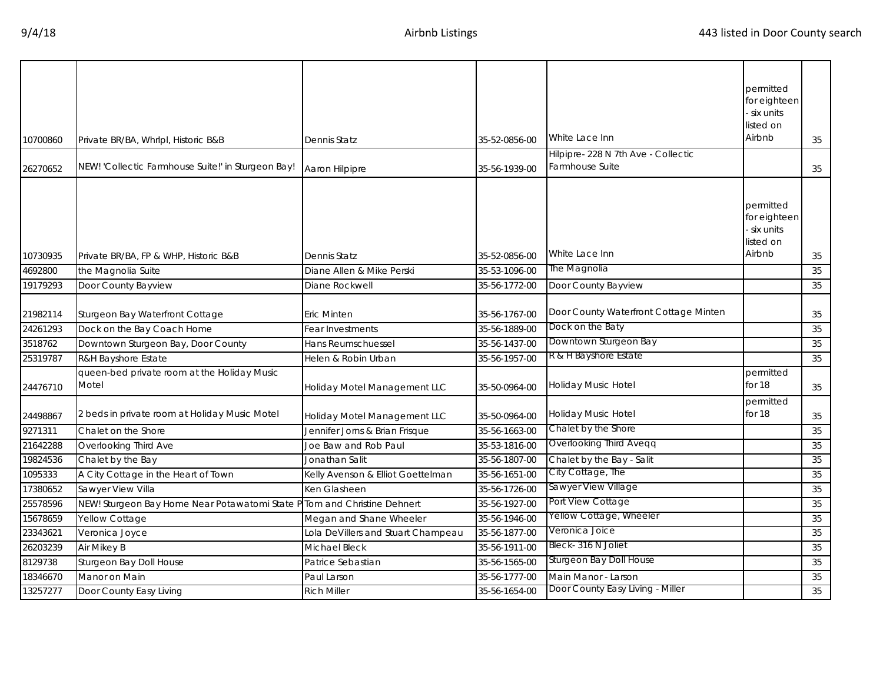| | | | | | | |
|---|---|---|---|---|---|---|
| 10700860 | Private BR/BA, Whrlpl, Historic B&B | Dennis Statz | 35-52-0856-00 | White Lace Inn | permitted for eighteen - six units listed on Airbnb | 35 |
| 26270652 | NEW! 'Collectic Farmhouse Suite!' in Sturgeon Bay! | Aaron Hilpipre | 35-56-1939-00 | Hilpipre- 228 N 7th Ave - Collectic Farmhouse Suite | | 35 |
| 10730935 | Private BR/BA, FP & WHP, Historic B&B | Dennis Statz | 35-52-0856-00 | White Lace Inn | permitted for eighteen - six units listed on Airbnb | 35 |
| 4692800 | the Magnolia Suite | Diane Allen & Mike Perski | 35-53-1096-00 | The Magnolia | | 35 |
| 19179293 | Door County Bayview | Diane Rockwell | 35-56-1772-00 | Door County Bayview | | 35 |
| 21982114 | Sturgeon Bay Waterfront Cottage | Eric Minten | 35-56-1767-00 | Door County Waterfront Cottage Minten | | 35 |
| 24261293 | Dock on the Bay Coach Home | Fear Investments | 35-56-1889-00 | Dock on the Baty | | 35 |
| 3518762 | Downtown Sturgeon Bay, Door County | Hans Reumschuessel | 35-56-1437-00 | Downtown Sturgeon Bay | | 35 |
| 25319787 | R&H Bayshore Estate | Helen & Robin Urban | 35-56-1957-00 | R & H Bayshore Estate | | 35 |
| 24476710 | queen-bed private room at the Holiday Music Motel | Holiday Motel Management LLC | 35-50-0964-00 | Holiday Music Hotel | permitted for 18 | 35 |
| 24498867 | 2 beds in private room at Holiday Music Motel | Holiday Motel Management LLC | 35-50-0964-00 | Holiday Music Hotel | permitted for 18 | 35 |
| 9271311 | Chalet on the Shore | Jennifer Jorns & Brian Frisque | 35-56-1663-00 | Chalet by the Shore | | 35 |
| 21642288 | Overlooking Third Ave | Joe Baw and Rob Paul | 35-53-1816-00 | Overlooking Third Aveqq | | 35 |
| 19824536 | Chalet by the Bay | Jonathan Salit | 35-56-1807-00 | Chalet by the Bay - Salit | | 35 |
| 1095333 | A City Cottage in the Heart of Town | Kelly Avenson & Elliot Goettelman | 35-56-1651-00 | City Cottage, The | | 35 |
| 17380652 | Sawyer View Villa | Ken Glasheen | 35-56-1726-00 | Sawyer View Village | | 35 |
| 25578596 | NEW! Sturgeon Bay Home Near Potawatomi State P | Tom and Christine Dehnert | 35-56-1927-00 | Port View Cottage | | 35 |
| 15678659 | Yellow Cottage | Megan and Shane Wheeler | 35-56-1946-00 | Yellow Cottage, Wheeler | | 35 |
| 23343621 | Veronica Joyce | Lola DeVillers and Stuart Champeau | 35-56-1877-00 | Veronica Joice | | 35 |
| 26203239 | Air Mikey B | Michael Bleck | 35-56-1911-00 | Bleck- 316 N Joliet | | 35 |
| 8129738 | Sturgeon Bay Doll House | Patrice Sebastian | 35-56-1565-00 | Sturgeon Bay Doll House | | 35 |
| 18346670 | Manor on Main | Paul Larson | 35-56-1777-00 | Main Manor - Larson | | 35 |
| 13257277 | Door County Easy Living | Rich Miller | 35-56-1654-00 | Door County Easy Living - Miller | | 35 |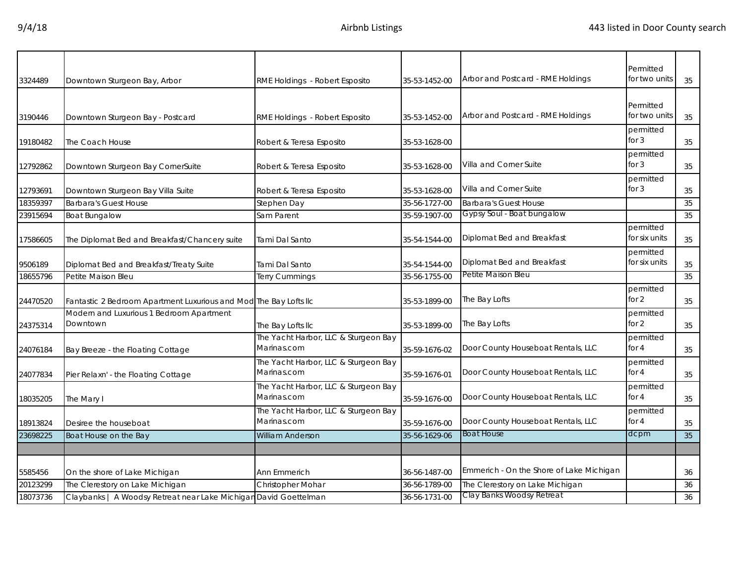| | | | | | | |
|---|---|---|---|---|---|---|
| 3324489 | Downtown Sturgeon Bay, Arbor | RME Holdings - Robert Esposito | 35-53-1452-00 | Arbor and Postcard - RME Holdings | Permitted for two units | 35 |
| 3190446 | Downtown Sturgeon Bay - Postcard | RME Holdings - Robert Esposito | 35-53-1452-00 | Arbor and Postcard - RME Holdings | Permitted for two units | 35 |
| 19180482 | The Coach House | Robert & Teresa Esposito | 35-53-1628-00 | | permitted for 3 | 35 |
| 12792862 | Downtown Sturgeon Bay CornerSuite | Robert & Teresa Esposito | 35-53-1628-00 | Villa and Corner Suite | permitted for 3 | 35 |
| 12793691 | Downtown Sturgeon Bay Villa Suite | Robert & Teresa Esposito | 35-53-1628-00 | Villa and Corner Suite | permitted for 3 | 35 |
| 18359397 | Barbara's Guest House | Stephen Day | 35-56-1727-00 | Barbara's Guest House | | 35 |
| 23915694 | Boat Bungalow | Sam Parent | 35-59-1907-00 | Gypsy Soul - Boat bungalow | | 35 |
| 17586605 | The Diplomat Bed and Breakfast/Chancery suite | Tami Dal Santo | 35-54-1544-00 | Diplomat Bed and Breakfast | permitted for six units | 35 |
| 9506189 | Diplomat Bed and Breakfast/Treaty Suite | Tami Dal Santo | 35-54-1544-00 | Diplomat Bed and Breakfast | permitted for six units | 35 |
| 18655796 | Petite Maison Bleu | Terry Cummings | 35-56-1755-00 | Petite Maison Bleu | | 35 |
| 24470520 | Fantastic 2 Bedroom Apartment Luxurious and Mod | The Bay Lofts llc | 35-53-1899-00 | The Bay Lofts | permitted for 2 | 35 |
| 24375314 | Modern and Luxurious 1 Bedroom Apartment Downtown | The Bay Lofts llc | 35-53-1899-00 | The Bay Lofts | permitted for 2 | 35 |
| 24076184 | Bay Breeze - the Floating Cottage | The Yacht Harbor, LLC & Sturgeon Bay Marinas.com | 35-59-1676-02 | Door County Houseboat Rentals, LLC | permitted for 4 | 35 |
| 24077834 | Pier Relaxn' - the Floating Cottage | The Yacht Harbor, LLC & Sturgeon Bay Marinas.com | 35-59-1676-01 | Door County Houseboat Rentals, LLC | permitted for 4 | 35 |
| 18035205 | The Mary I | The Yacht Harbor, LLC & Sturgeon Bay Marinas.com | 35-59-1676-00 | Door County Houseboat Rentals, LLC | permitted for 4 | 35 |
| 18913824 | Desiree the houseboat | The Yacht Harbor, LLC & Sturgeon Bay Marinas.com | 35-59-1676-00 | Door County Houseboat Rentals, LLC | permitted for 4 | 35 |
| 23698225 | Boat House on the Bay | William Anderson | 35-56-1629-06 | Boat House | dcpm | 35 |
| | | | | | | |
| 5585456 | On the shore of Lake Michigan | Ann Emmerich | 36-56-1487-00 | Emmerich - On the Shore of Lake Michigan | | 36 |
| 20123299 | The Clerestory on Lake Michigan | Christopher Mohar | 36-56-1789-00 | The Clerestory on Lake Michigan | | 36 |
| 18073736 | Claybanks \| A Woodsy Retreat near Lake Michigan | David Goettelman | 36-56-1731-00 | Clay Banks Woodsy Retreat | | 36 |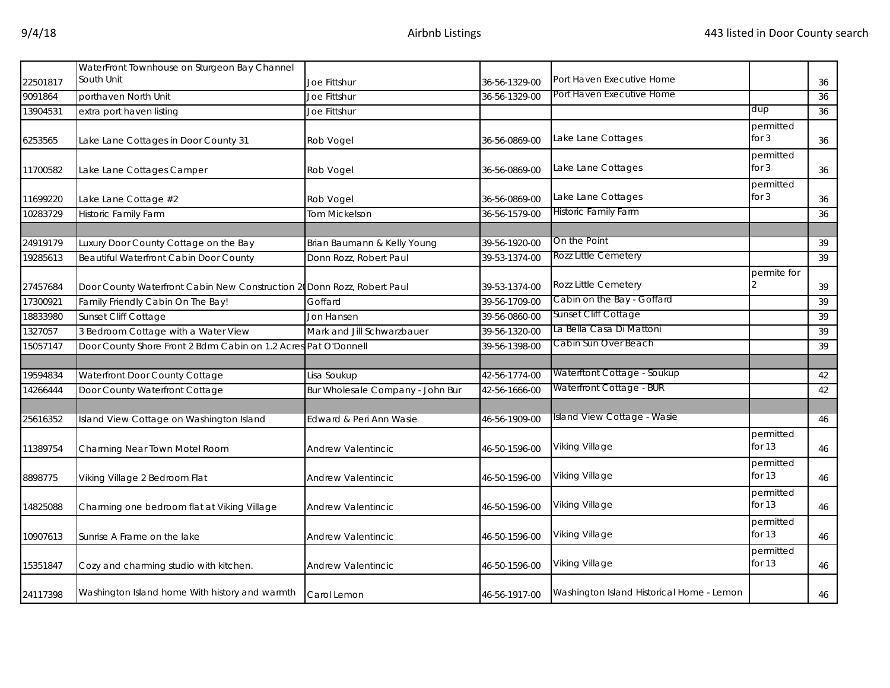| | | | | | | |
|---|---|---|---|---|---|---|
| 22501817 | WaterFront Townhouse on Sturgeon Bay Channel South Unit | Joe Fittshur | 36-56-1329-00 | Port Haven Executive Home | | 36 |
| 9091864 | porthaven North Unit | Joe Fittshur | 36-56-1329-00 | Port Haven Executive Home | | 36 |
| 13904531 | extra port haven listing | Joe Fittshur | | | dup | 36 |
| 6253565 | Lake Lane Cottages in Door County 31 | Rob Vogel | 36-56-0869-00 | Lake Lane Cottages | permitted for 3 | 36 |
| 11700582 | Lake Lane Cottages Camper | Rob Vogel | 36-56-0869-00 | Lake Lane Cottages | permitted for 3 | 36 |
| 11699220 | Lake Lane Cottage #2 | Rob Vogel | 36-56-0869-00 | Lake Lane Cottages | permitted for 3 | 36 |
| 10283729 | Historic Family Farm | Tom Mickelson | 36-56-1579-00 | Historic Family Farm | | 36 |
| | | | | | | |
| 24919179 | Luxury Door County Cottage on the Bay | Brian Baumann & Kelly Young | 39-56-1920-00 | On the Point | | 39 |
| 19285613 | Beautiful Waterfront Cabin Door County | Donn Rozz, Robert Paul | 39-53-1374-00 | Rozz Little Cemetery | | 39 |
| 27457684 | Door County Waterfront Cabin New Construction 20 | Donn Rozz, Robert Paul | 39-53-1374-00 | Rozz Little Cemetery | permite for 2 | 39 |
| 17300921 | Family Friendly Cabin On The Bay! | Goffard | 39-56-1709-00 | Cabin on the Bay - Goffard | | 39 |
| 18833980 | Sunset Cliff Cottage | Jon Hansen | 39-56-0860-00 | Sunset Cliff Cottage | | 39 |
| 1327057 | 3 Bedroom Cottage with a Water View | Mark and Jill Schwarzbauer | 39-56-1320-00 | La Bella Casa Di Mattoni | | 39 |
| 15057147 | Door County Shore Front 2 Bdrm Cabin on 1.2 Acres | Pat O'Donnell | 39-56-1398-00 | Cabin Sun Over Beach | | 39 |
| | | | | | | |
| 19594834 | Waterfront Door County Cottage | Lisa Soukup | 42-56-1774-00 | Waterftont Cottage - Soukup | | 42 |
| 14266444 | Door County Waterfront Cottage | Bur Wholesale Company - John Bur | 42-56-1666-00 | Waterfront Cottage - BUR | | 42 |
| | | | | | | |
| 25616352 | Island View Cottage on Washington Island | Edward & Peri Ann Wasie | 46-56-1909-00 | Island View Cottage - Wasie | | 46 |
| 11389754 | Charming Near Town Motel Room | Andrew Valentincic | 46-50-1596-00 | Viking Village | permitted for 13 | 46 |
| 8898775 | Viking Village 2 Bedroom Flat | Andrew Valentincic | 46-50-1596-00 | Viking Village | permitted for 13 | 46 |
| 14825088 | Charming one bedroom flat at Viking Village | Andrew Valentincic | 46-50-1596-00 | Viking Village | permitted for 13 | 46 |
| 10907613 | Sunrise A Frame on the lake | Andrew Valentincic | 46-50-1596-00 | Viking Village | permitted for 13 | 46 |
| 15351847 | Cozy and charming studio with kitchen. | Andrew Valentincic | 46-50-1596-00 | Viking Village | permitted for 13 | 46 |
| 24117398 | Washington Island home With history and warmth | Carol Lemon | 46-56-1917-00 | Washington Island Historical Home - Lemon | | 46 |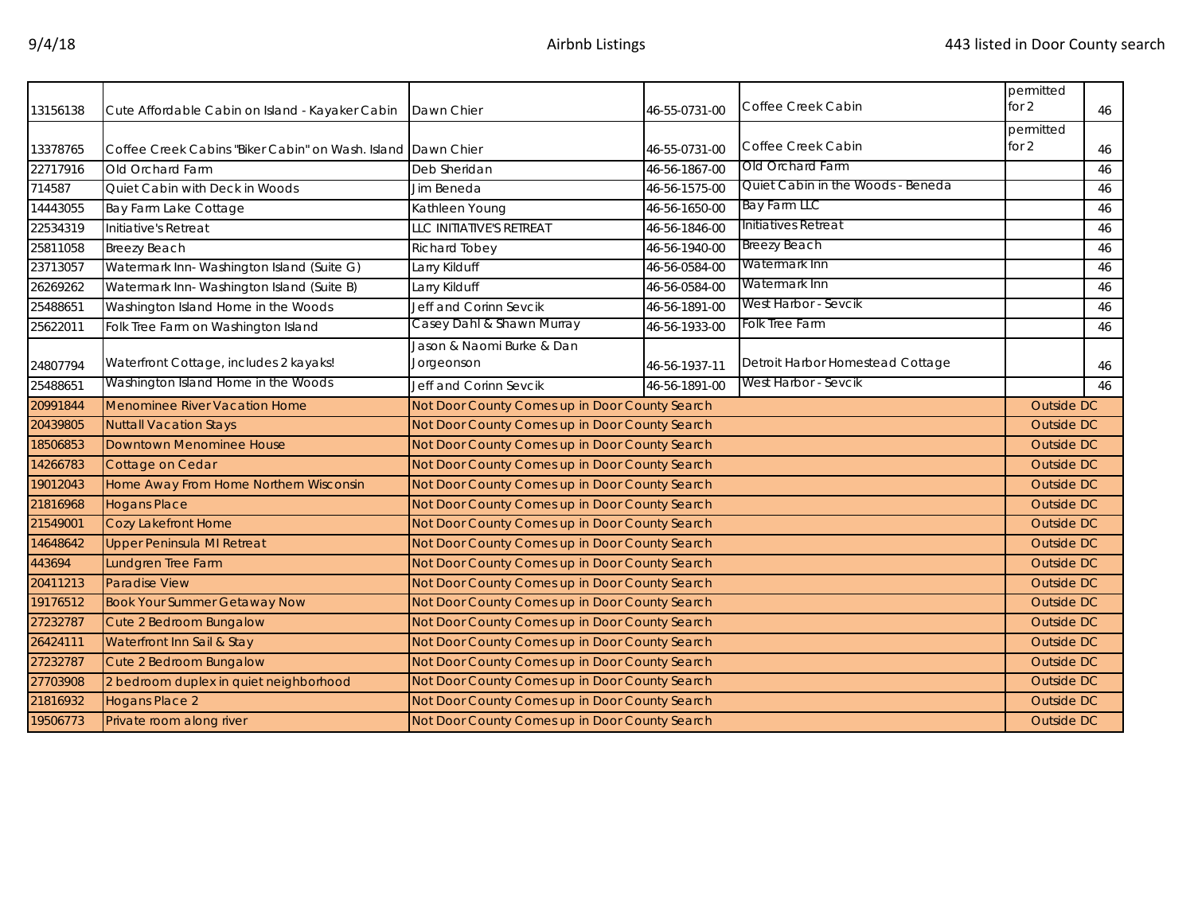| | | | | | | |
|---|---|---|---|---|---|---|
| 13156138 | Cute Affordable Cabin on Island - Kayaker Cabin | Dawn Chier | 46-55-0731-00 | Coffee Creek Cabin | permitted for 2 | 46 |
| 13378765 | Coffee Creek Cabins "Biker Cabin" on Wash. Island | Dawn Chier | 46-55-0731-00 | Coffee Creek Cabin | permitted for 2 | 46 |
| 22717916 | Old Orchard Farm | Deb Sheridan | 46-56-1867-00 | Old Orchard Farm | | 46 |
| 714587 | Quiet Cabin with Deck in Woods | Jim Beneda | 46-56-1575-00 | Quiet Cabin in the Woods - Beneda | | 46 |
| 14443055 | Bay Farm Lake Cottage | Kathleen Young | 46-56-1650-00 | Bay Farm LLC | | 46 |
| 22534319 | Initiative's Retreat | LLC INITIATIVE'S RETREAT | 46-56-1846-00 | Initiatives Retreat | | 46 |
| 25811058 | Breezy Beach | Richard Tobey | 46-56-1940-00 | Breezy Beach | | 46 |
| 23713057 | Watermark Inn- Washington Island (Suite G) | Larry Kilduff | 46-56-0584-00 | Watermark Inn | | 46 |
| 26269262 | Watermark Inn- Washington Island (Suite B) | Larry Kilduff | 46-56-0584-00 | Watermark Inn | | 46 |
| 25488651 | Washington Island Home in the Woods | Jeff and Corinn Sevcik | 46-56-1891-00 | West Harbor - Sevcik | | 46 |
| 25622011 | Folk Tree Farm on Washington Island | Casey Dahl & Shawn Murray | 46-56-1933-00 | Folk Tree Farm | | 46 |
| 24807794 | Waterfront Cottage, includes 2 kayaks! | Jason & Naomi Burke & Dan Jorgeonson | 46-56-1937-11 | Detroit Harbor Homestead Cottage | | 46 |
| 25488651 | Washington Island Home in the Woods | Jeff and Corinn Sevcik | 46-56-1891-00 | West Harbor - Sevcik | | 46 |
| 20991844 | Menominee River Vacation Home | Not Door County Comes up in Door County Search | | | Outside DC | |
| 20439805 | Nuttall Vacation Stays | Not Door County Comes up in Door County Search | | | Outside DC | |
| 18506853 | Downtown Menominee House | Not Door County Comes up in Door County Search | | | Outside DC | |
| 14266783 | Cottage on Cedar | Not Door County Comes up in Door County Search | | | Outside DC | |
| 19012043 | Home Away From Home Northern Wisconsin | Not Door County Comes up in Door County Search | | | Outside DC | |
| 21816968 | Hogans Place | Not Door County Comes up in Door County Search | | | Outside DC | |
| 21549001 | Cozy Lakefront Home | Not Door County Comes up in Door County Search | | | Outside DC | |
| 14648642 | Upper Peninsula MI Retreat | Not Door County Comes up in Door County Search | | | Outside DC | |
| 443694 | Lundgren Tree Farm | Not Door County Comes up in Door County Search | | | Outside DC | |
| 20411213 | Paradise View | Not Door County Comes up in Door County Search | | | Outside DC | |
| 19176512 | Book Your Summer Getaway Now | Not Door County Comes up in Door County Search | | | Outside DC | |
| 27232787 | Cute 2 Bedroom Bungalow | Not Door County Comes up in Door County Search | | | Outside DC | |
| 26424111 | Waterfront Inn Sail & Stay | Not Door County Comes up in Door County Search | | | Outside DC | |
| 27232787 | Cute 2 Bedroom Bungalow | Not Door County Comes up in Door County Search | | | Outside DC | |
| 27703908 | 2 bedroom duplex in quiet neighborhood | Not Door County Comes up in Door County Search | | | Outside DC | |
| 21816932 | Hogans Place 2 | Not Door County Comes up in Door County Search | | | Outside DC | |
| 19506773 | Private room along river | Not Door County Comes up in Door County Search | | | Outside DC | |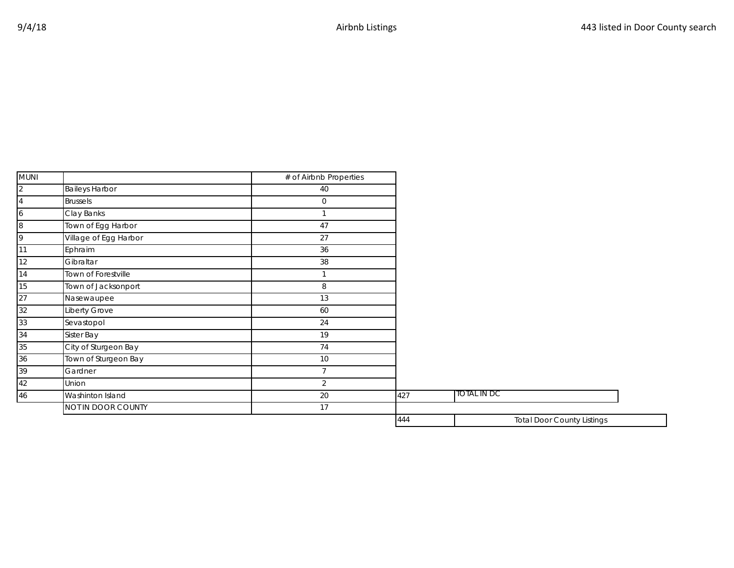9/4/18

# Airbnb Listings

443 listed in Door County search

| MUNI | | # of Airbnb Properties | | |
|---|---|---|---|---|
| 2 | Baileys Harbor | 40 | | |
| 4 | Brussels | 0 | | |
| 6 | Clay Banks | 1 | | |
| 8 | Town of Egg Harbor | 47 | | |
| 9 | Village of Egg Harbor | 27 | | |
| 11 | Ephraim | 36 | | |
| 12 | Gibraltar | 38 | | |
| 14 | Town of Forestville | 1 | | |
| 15 | Town of Jacksonport | 8 | | |
| 27 | Nasewaupee | 13 | | |
| 32 | Liberty Grove | 60 | | |
| 33 | Sevastopol | 24 | | |
| 34 | Sister Bay | 19 | | |
| 35 | City of Sturgeon Bay | 74 | | |
| 36 | Town of Sturgeon Bay | 10 | | |
| 39 | Gardner | 7 | | |
| 42 | Union | 2 | | |
| 46 | Washinton Island | 20 | 427 | TOTAL IN DC |
| | NOT IN DOOR COUNTY | 17 | | |
| | | | 444 | Total Door County Listings |